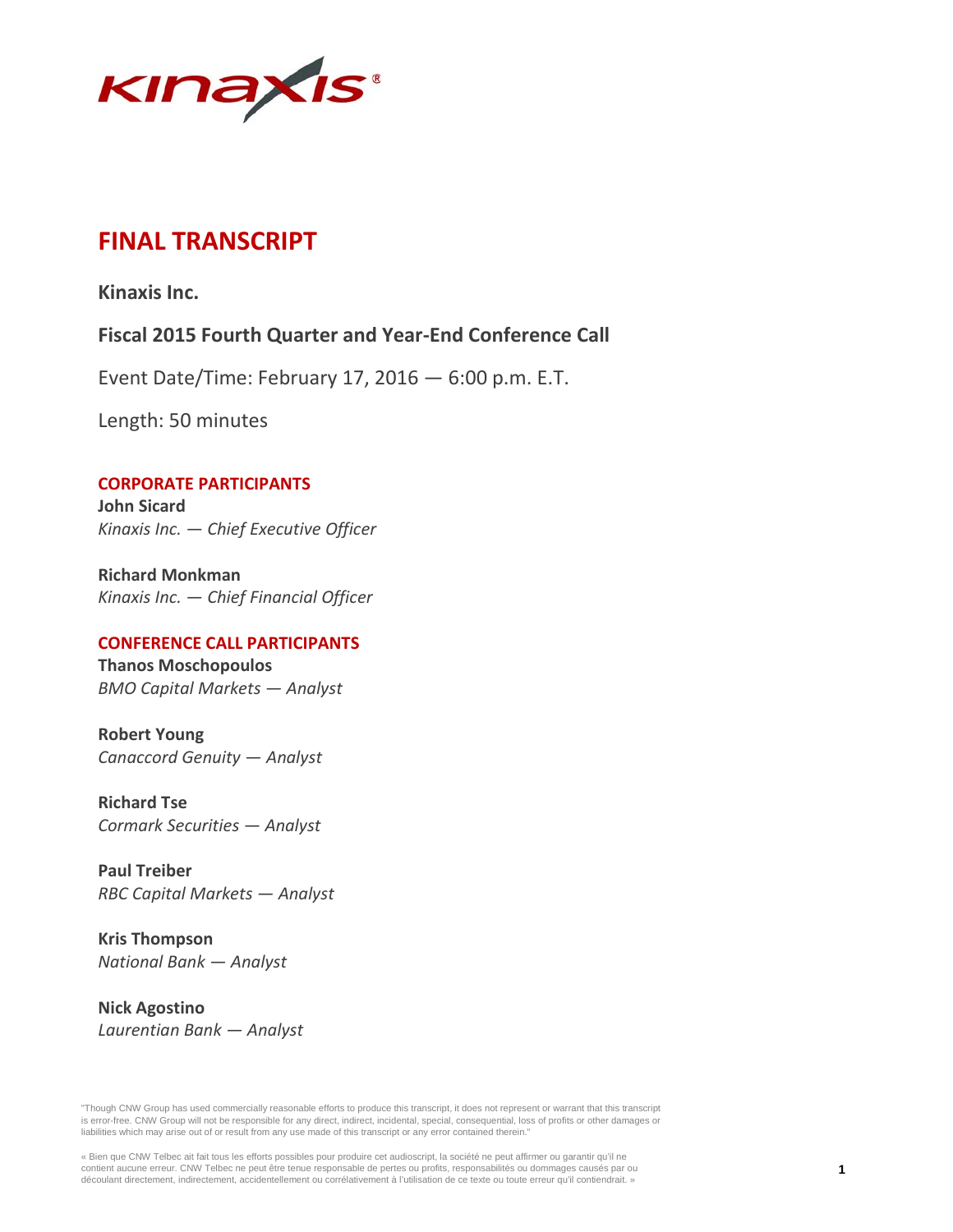Kinaxis®

# FINAL TRANSCRIPT

**Kinaxis Inc.**

**Fiscal 2015 Fourth Quarter and Year-End Conference Call**

Event Date/Time: February 17, 2016 — 6:00 p.m. E.T.

Length: 50 minutes

## CORPORATE PARTICIPANTS

**John Sicard**
*Kinaxis Inc. — Chief Executive Officer*

**Richard Monkman**
*Kinaxis Inc. — Chief Financial Officer*

## CONFERENCE CALL PARTICIPANTS

**Thanos Moschopoulos**
*BMO Capital Markets — Analyst*

**Robert Young**
*Canaccord Genuity — Analyst*

**Richard Tse**
*Cormark Securities — Analyst*

**Paul Treiber**
*RBC Capital Markets — Analyst*

**Kris Thompson**
*National Bank — Analyst*

**Nick Agostino**
*Laurentian Bank — Analyst*

"Though CNW Group has used commercially reasonable efforts to produce this transcript, it does not represent or warrant that this transcript is error-free. CNW Group will not be responsible for any direct, indirect, incidental, special, consequential, loss of profits or other damages or liabilities which may arise out of or result from any use made of this transcript or any error contained therein."

« Bien que CNW Telbec ait fait tous les efforts possibles pour produire cet audioscript, la société ne peut affirmer ou garantir qu'il ne contient aucune erreur. CNW Telbec ne peut être tenue responsable de pertes ou profits, responsabilités ou dommages causés par ou découlant directement, indirectement, accidentellement ou corrélativement à l'utilisation de ce texte ou toute erreur qu'il contiendrait. »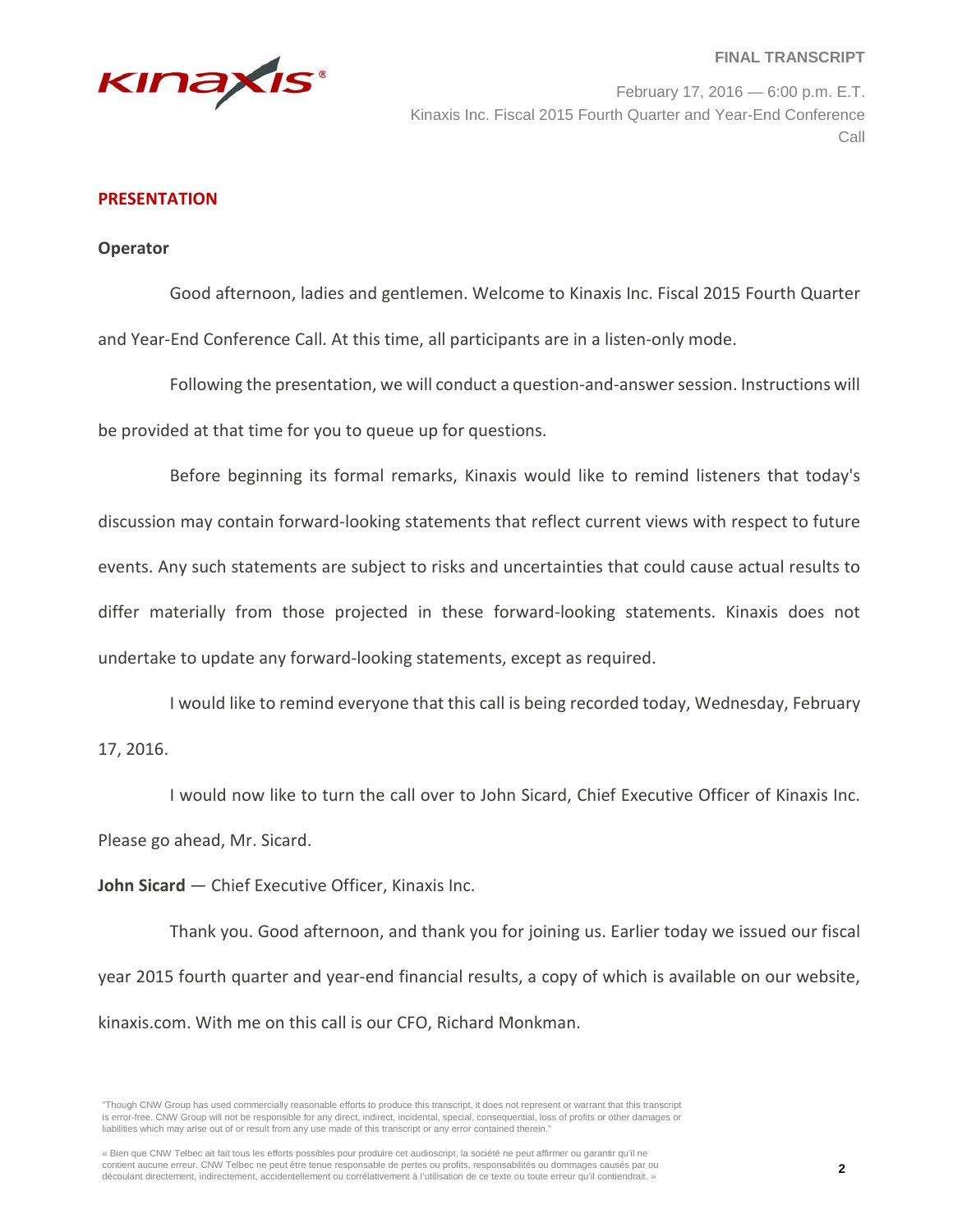## PRESENTATION

**Operator**

Good afternoon, ladies and gentlemen. Welcome to Kinaxis Inc. Fiscal 2015 Fourth Quarter and Year-End Conference Call. At this time, all participants are in a listen-only mode.

Following the presentation, we will conduct a question-and-answer session. Instructions will be provided at that time for you to queue up for questions.

Before beginning its formal remarks, Kinaxis would like to remind listeners that today's discussion may contain forward-looking statements that reflect current views with respect to future events. Any such statements are subject to risks and uncertainties that could cause actual results to differ materially from those projected in these forward-looking statements. Kinaxis does not undertake to update any forward-looking statements, except as required.

I would like to remind everyone that this call is being recorded today, Wednesday, February 17, 2016.

I would now like to turn the call over to John Sicard, Chief Executive Officer of Kinaxis Inc. Please go ahead, Mr. Sicard.

**John Sicard** — Chief Executive Officer, Kinaxis Inc.

Thank you. Good afternoon, and thank you for joining us. Earlier today we issued our fiscal year 2015 fourth quarter and year-end financial results, a copy of which is available on our website, kinaxis.com. With me on this call is our CFO, Richard Monkman.

"Though CNW Group has used commercially reasonable efforts to produce this transcript, it does not represent or warrant that this transcript is error-free. CNW Group will not be responsible for any direct, indirect, incidental, special, consequential, loss of profits or other damages or liabilities which may arise out of or result from any use made of this transcript or any error contained therein."

« Bien que CNW Telbec ait fait tous les efforts possibles pour produire cet audioscript, la société ne peut affirmer ou garantir qu'il ne contient aucune erreur. CNW Telbec ne peut être tenue responsable de pertes ou profits, responsabilités ou dommages causés par ou découlant directement, indirectement, accidentellement ou corrélativement à l'utilisation de ce texte ou toute erreur qu'il contiendrait. »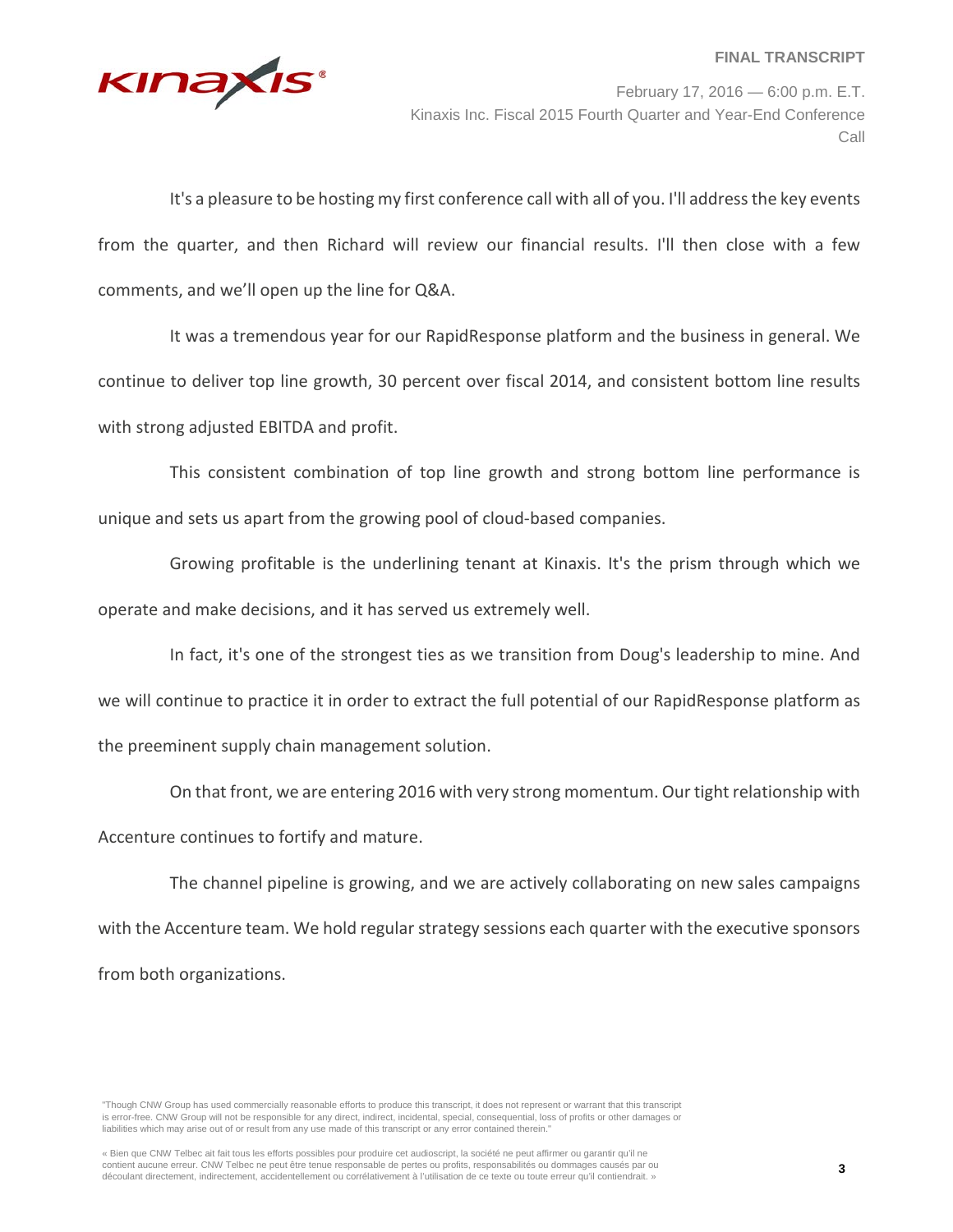It's a pleasure to be hosting my first conference call with all of you. I'll address the key events from the quarter, and then Richard will review our financial results. I'll then close with a few comments, and we'll open up the line for Q&A.

It was a tremendous year for our RapidResponse platform and the business in general. We continue to deliver top line growth, 30 percent over fiscal 2014, and consistent bottom line results with strong adjusted EBITDA and profit.

This consistent combination of top line growth and strong bottom line performance is unique and sets us apart from the growing pool of cloud-based companies.

Growing profitable is the underlining tenant at Kinaxis. It's the prism through which we operate and make decisions, and it has served us extremely well.

In fact, it's one of the strongest ties as we transition from Doug's leadership to mine. And we will continue to practice it in order to extract the full potential of our RapidResponse platform as the preeminent supply chain management solution.

On that front, we are entering 2016 with very strong momentum. Our tight relationship with Accenture continues to fortify and mature.

The channel pipeline is growing, and we are actively collaborating on new sales campaigns with the Accenture team. We hold regular strategy sessions each quarter with the executive sponsors from both organizations.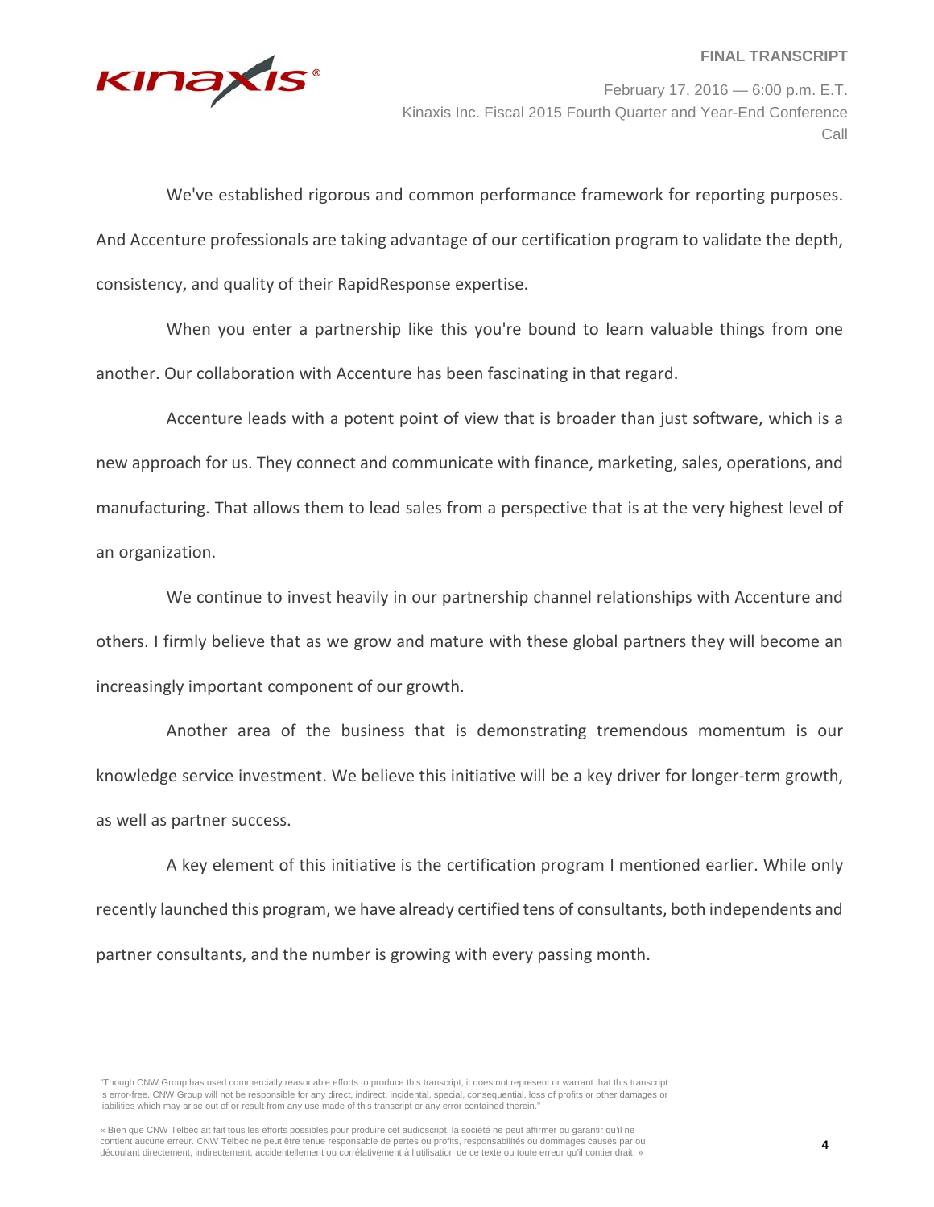We've established rigorous and common performance framework for reporting purposes. And Accenture professionals are taking advantage of our certification program to validate the depth, consistency, and quality of their RapidResponse expertise.

When you enter a partnership like this you're bound to learn valuable things from one another. Our collaboration with Accenture has been fascinating in that regard.

Accenture leads with a potent point of view that is broader than just software, which is a new approach for us. They connect and communicate with finance, marketing, sales, operations, and manufacturing. That allows them to lead sales from a perspective that is at the very highest level of an organization.

We continue to invest heavily in our partnership channel relationships with Accenture and others. I firmly believe that as we grow and mature with these global partners they will become an increasingly important component of our growth.

Another area of the business that is demonstrating tremendous momentum is our knowledge service investment. We believe this initiative will be a key driver for longer-term growth, as well as partner success.

A key element of this initiative is the certification program I mentioned earlier. While only recently launched this program, we have already certified tens of consultants, both independents and partner consultants, and the number is growing with every passing month.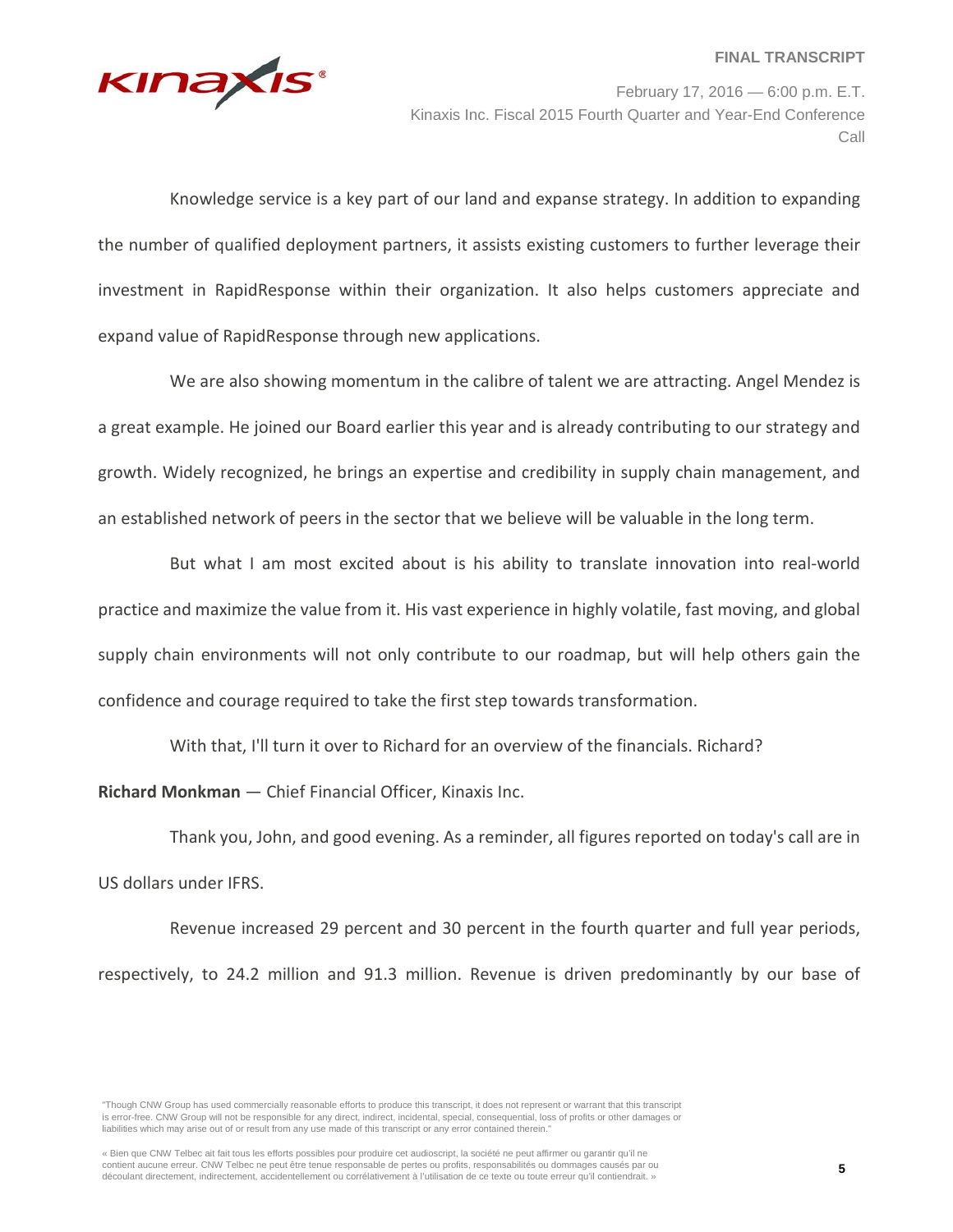Knowledge service is a key part of our land and expanse strategy. In addition to expanding the number of qualified deployment partners, it assists existing customers to further leverage their investment in RapidResponse within their organization. It also helps customers appreciate and expand value of RapidResponse through new applications.

We are also showing momentum in the calibre of talent we are attracting. Angel Mendez is a great example. He joined our Board earlier this year and is already contributing to our strategy and growth. Widely recognized, he brings an expertise and credibility in supply chain management, and an established network of peers in the sector that we believe will be valuable in the long term.

But what I am most excited about is his ability to translate innovation into real-world practice and maximize the value from it. His vast experience in highly volatile, fast moving, and global supply chain environments will not only contribute to our roadmap, but will help others gain the confidence and courage required to take the first step towards transformation.

With that, I'll turn it over to Richard for an overview of the financials. Richard?

**Richard Monkman** — Chief Financial Officer, Kinaxis Inc.

Thank you, John, and good evening. As a reminder, all figures reported on today's call are in US dollars under IFRS.

Revenue increased 29 percent and 30 percent in the fourth quarter and full year periods, respectively, to 24.2 million and 91.3 million. Revenue is driven predominantly by our base of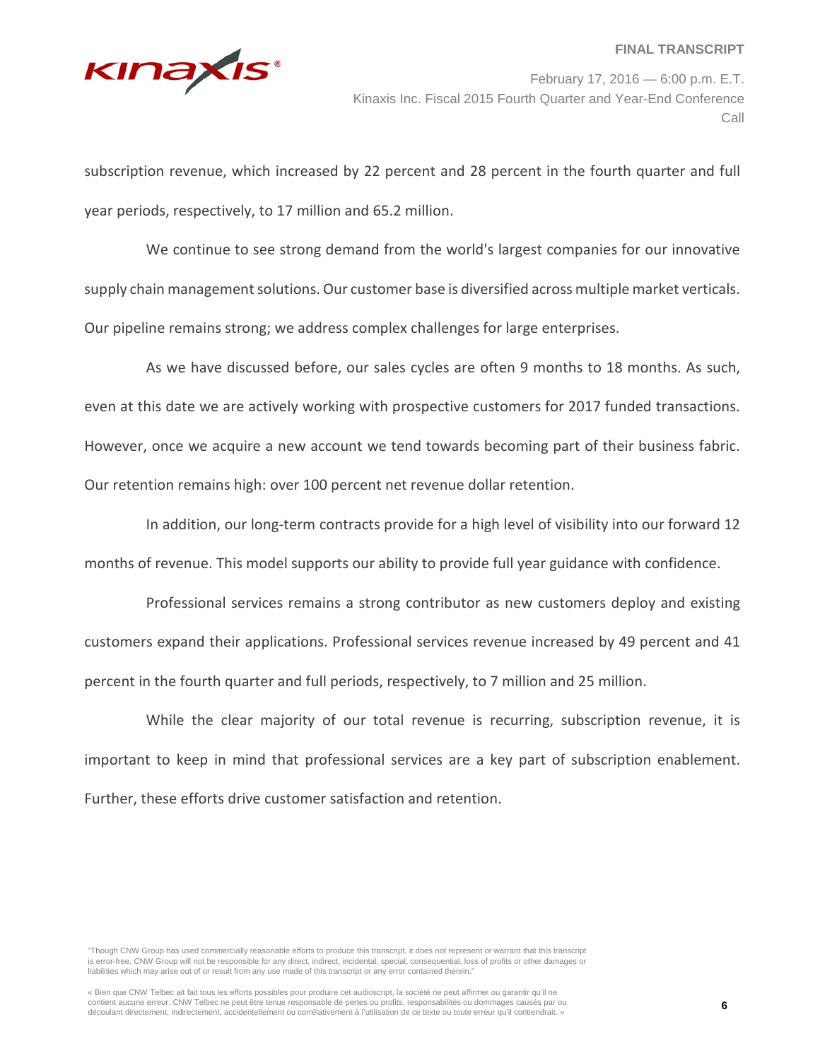subscription revenue, which increased by 22 percent and 28 percent in the fourth quarter and full year periods, respectively, to 17 million and 65.2 million.

We continue to see strong demand from the world's largest companies for our innovative supply chain management solutions. Our customer base is diversified across multiple market verticals. Our pipeline remains strong; we address complex challenges for large enterprises.

As we have discussed before, our sales cycles are often 9 months to 18 months. As such, even at this date we are actively working with prospective customers for 2017 funded transactions. However, once we acquire a new account we tend towards becoming part of their business fabric. Our retention remains high: over 100 percent net revenue dollar retention.

In addition, our long-term contracts provide for a high level of visibility into our forward 12 months of revenue. This model supports our ability to provide full year guidance with confidence.

Professional services remains a strong contributor as new customers deploy and existing customers expand their applications. Professional services revenue increased by 49 percent and 41 percent in the fourth quarter and full periods, respectively, to 7 million and 25 million.

While the clear majority of our total revenue is recurring, subscription revenue, it is important to keep in mind that professional services are a key part of subscription enablement. Further, these efforts drive customer satisfaction and retention.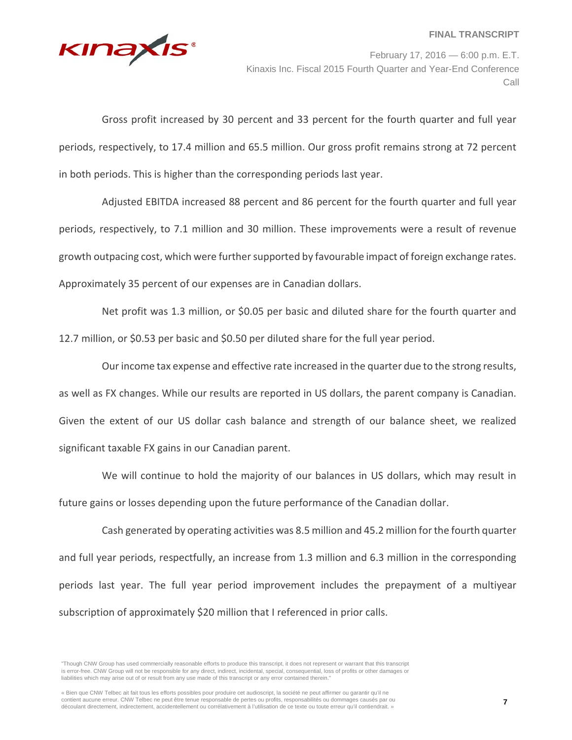Gross profit increased by 30 percent and 33 percent for the fourth quarter and full year periods, respectively, to 17.4 million and 65.5 million. Our gross profit remains strong at 72 percent in both periods. This is higher than the corresponding periods last year.

Adjusted EBITDA increased 88 percent and 86 percent for the fourth quarter and full year periods, respectively, to 7.1 million and 30 million. These improvements were a result of revenue growth outpacing cost, which were further supported by favourable impact of foreign exchange rates. Approximately 35 percent of our expenses are in Canadian dollars.

Net profit was 1.3 million, or $0.05 per basic and diluted share for the fourth quarter and 12.7 million, or $0.53 per basic and $0.50 per diluted share for the full year period.

Our income tax expense and effective rate increased in the quarter due to the strong results, as well as FX changes. While our results are reported in US dollars, the parent company is Canadian. Given the extent of our US dollar cash balance and strength of our balance sheet, we realized significant taxable FX gains in our Canadian parent.

We will continue to hold the majority of our balances in US dollars, which may result in future gains or losses depending upon the future performance of the Canadian dollar.

Cash generated by operating activities was 8.5 million and 45.2 million for the fourth quarter and full year periods, respectfully, an increase from 1.3 million and 6.3 million in the corresponding periods last year. The full year period improvement includes the prepayment of a multiyear subscription of approximately $20 million that I referenced in prior calls.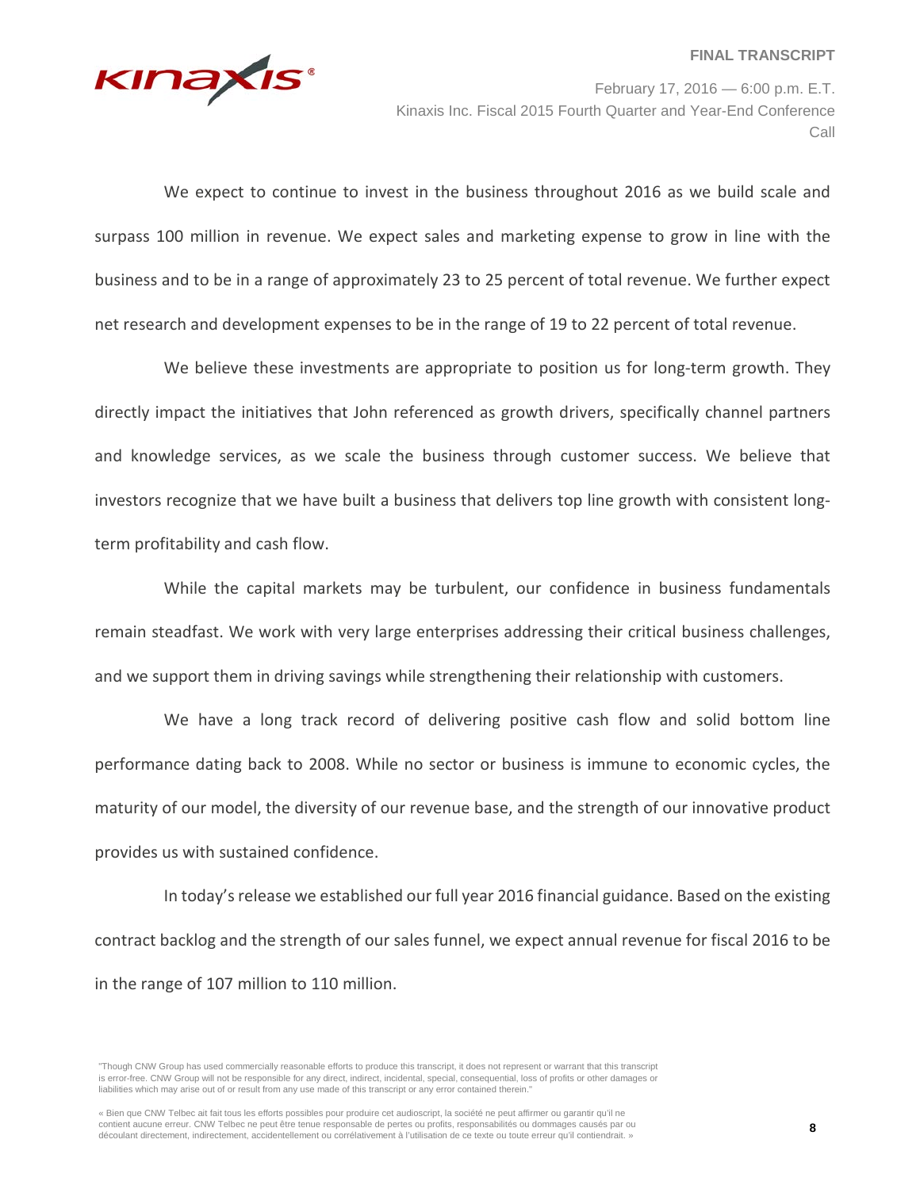We expect to continue to invest in the business throughout 2016 as we build scale and surpass 100 million in revenue. We expect sales and marketing expense to grow in line with the business and to be in a range of approximately 23 to 25 percent of total revenue. We further expect net research and development expenses to be in the range of 19 to 22 percent of total revenue.

We believe these investments are appropriate to position us for long-term growth. They directly impact the initiatives that John referenced as growth drivers, specifically channel partners and knowledge services, as we scale the business through customer success. We believe that investors recognize that we have built a business that delivers top line growth with consistent long-term profitability and cash flow.

While the capital markets may be turbulent, our confidence in business fundamentals remain steadfast. We work with very large enterprises addressing their critical business challenges, and we support them in driving savings while strengthening their relationship with customers.

We have a long track record of delivering positive cash flow and solid bottom line performance dating back to 2008. While no sector or business is immune to economic cycles, the maturity of our model, the diversity of our revenue base, and the strength of our innovative product provides us with sustained confidence.

In today's release we established our full year 2016 financial guidance. Based on the existing contract backlog and the strength of our sales funnel, we expect annual revenue for fiscal 2016 to be in the range of 107 million to 110 million.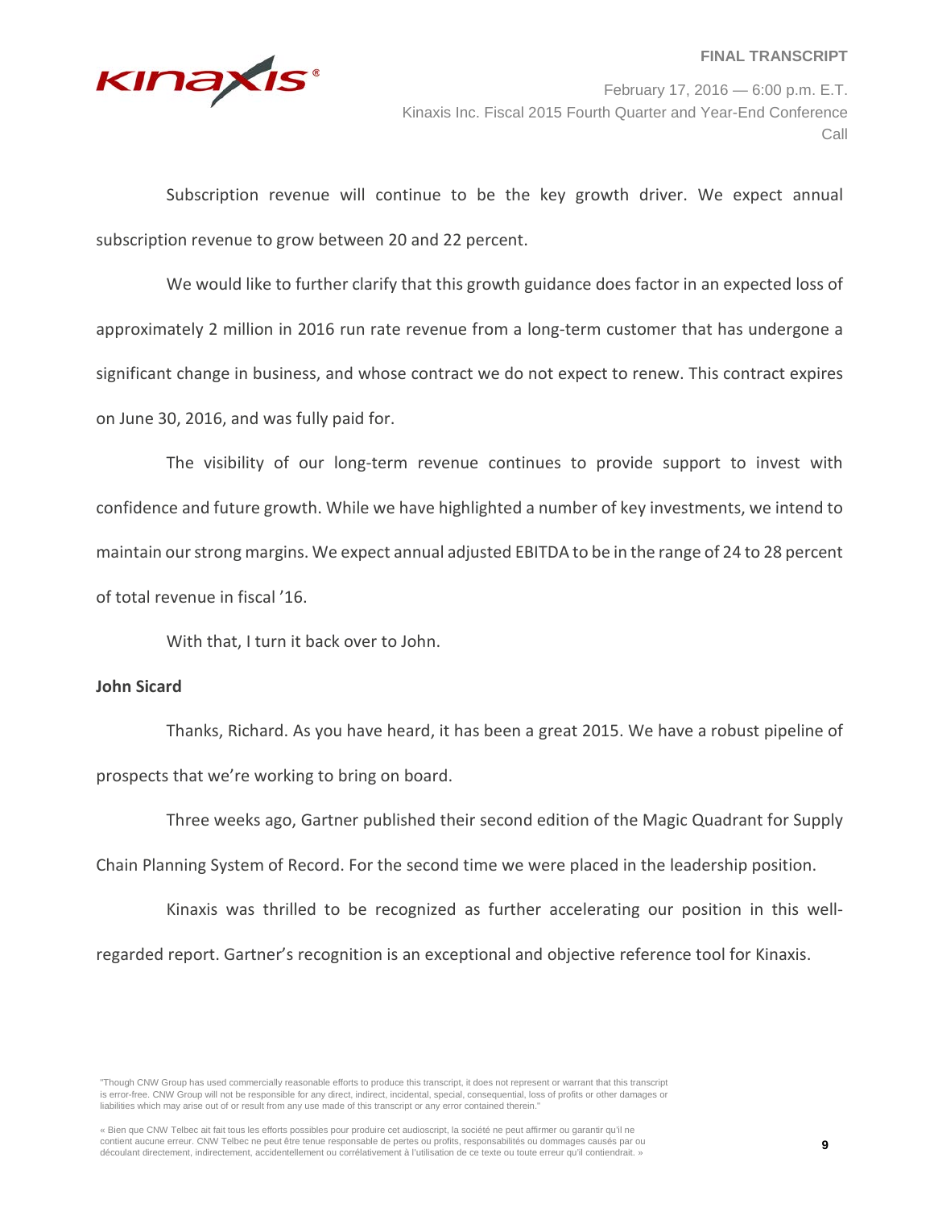Subscription revenue will continue to be the key growth driver. We expect annual subscription revenue to grow between 20 and 22 percent.

We would like to further clarify that this growth guidance does factor in an expected loss of approximately 2 million in 2016 run rate revenue from a long-term customer that has undergone a significant change in business, and whose contract we do not expect to renew. This contract expires on June 30, 2016, and was fully paid for.

The visibility of our long-term revenue continues to provide support to invest with confidence and future growth. While we have highlighted a number of key investments, we intend to maintain our strong margins. We expect annual adjusted EBITDA to be in the range of 24 to 28 percent of total revenue in fiscal '16.

With that, I turn it back over to John.

**John Sicard**

Thanks, Richard. As you have heard, it has been a great 2015. We have a robust pipeline of prospects that we're working to bring on board.

Three weeks ago, Gartner published their second edition of the Magic Quadrant for Supply Chain Planning System of Record. For the second time we were placed in the leadership position.

Kinaxis was thrilled to be recognized as further accelerating our position in this well-regarded report. Gartner's recognition is an exceptional and objective reference tool for Kinaxis.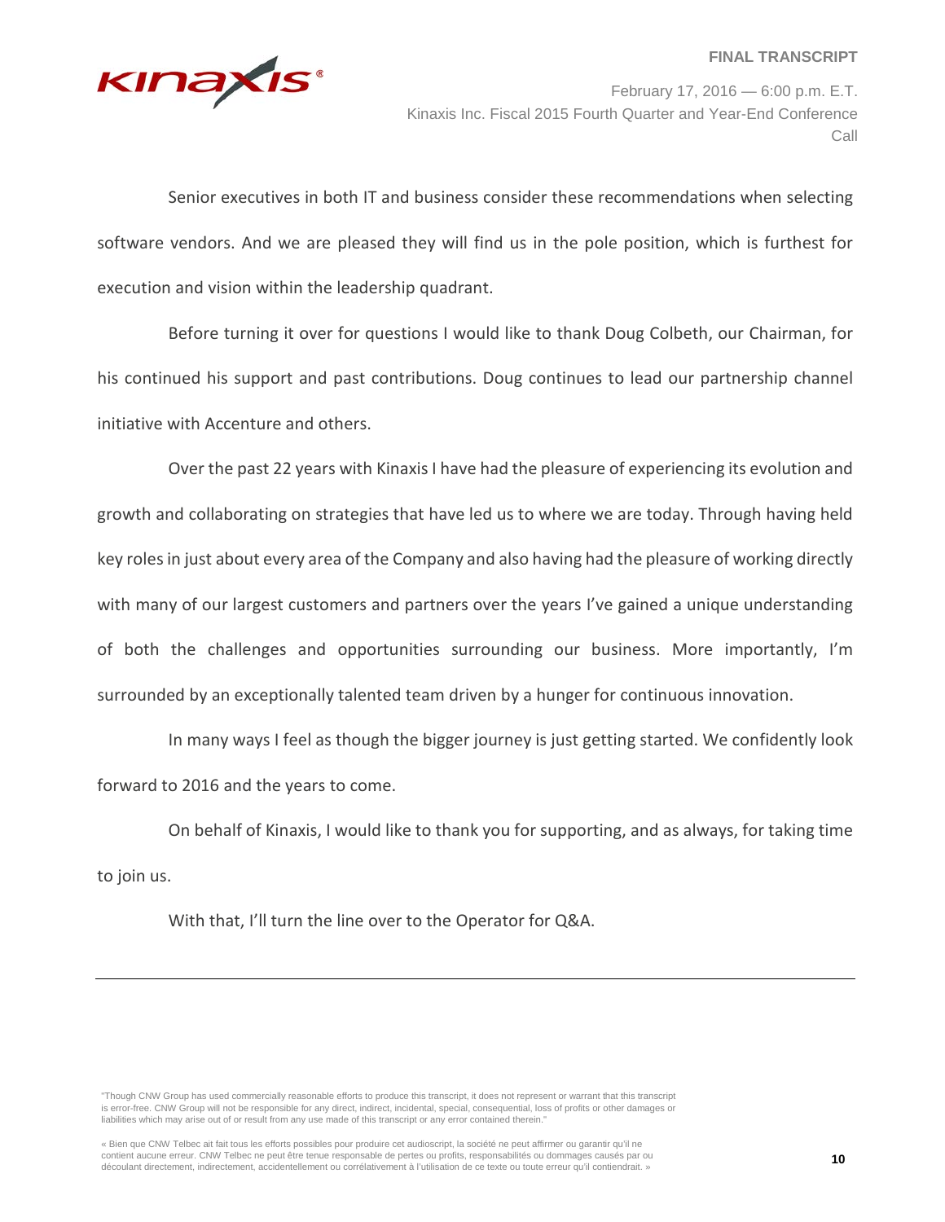Senior executives in both IT and business consider these recommendations when selecting software vendors. And we are pleased they will find us in the pole position, which is furthest for execution and vision within the leadership quadrant.

Before turning it over for questions I would like to thank Doug Colbeth, our Chairman, for his continued his support and past contributions. Doug continues to lead our partnership channel initiative with Accenture and others.

Over the past 22 years with Kinaxis I have had the pleasure of experiencing its evolution and growth and collaborating on strategies that have led us to where we are today. Through having held key roles in just about every area of the Company and also having had the pleasure of working directly with many of our largest customers and partners over the years I've gained a unique understanding of both the challenges and opportunities surrounding our business. More importantly, I'm surrounded by an exceptionally talented team driven by a hunger for continuous innovation.

In many ways I feel as though the bigger journey is just getting started. We confidently look forward to 2016 and the years to come.

On behalf of Kinaxis, I would like to thank you for supporting, and as always, for taking time to join us.

With that, I'll turn the line over to the Operator for Q&A.

---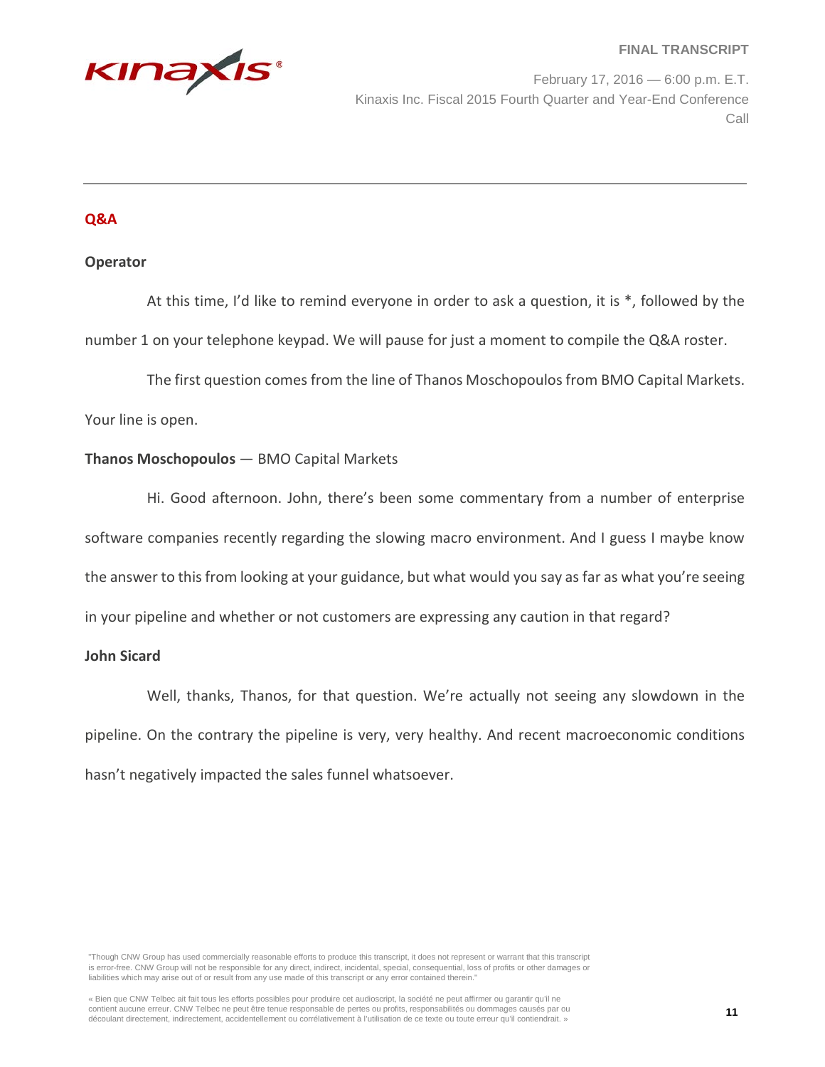## Q&A

**Operator**

At this time, I'd like to remind everyone in order to ask a question, it is *, followed by the number 1 on your telephone keypad. We will pause for just a moment to compile the Q&A roster.

The first question comes from the line of Thanos Moschopoulos from BMO Capital Markets. Your line is open.

**Thanos Moschopoulos** — BMO Capital Markets

Hi. Good afternoon. John, there's been some commentary from a number of enterprise software companies recently regarding the slowing macro environment. And I guess I maybe know the answer to this from looking at your guidance, but what would you say as far as what you're seeing in your pipeline and whether or not customers are expressing any caution in that regard?

**John Sicard**

Well, thanks, Thanos, for that question. We're actually not seeing any slowdown in the pipeline. On the contrary the pipeline is very, very healthy. And recent macroeconomic conditions hasn't negatively impacted the sales funnel whatsoever.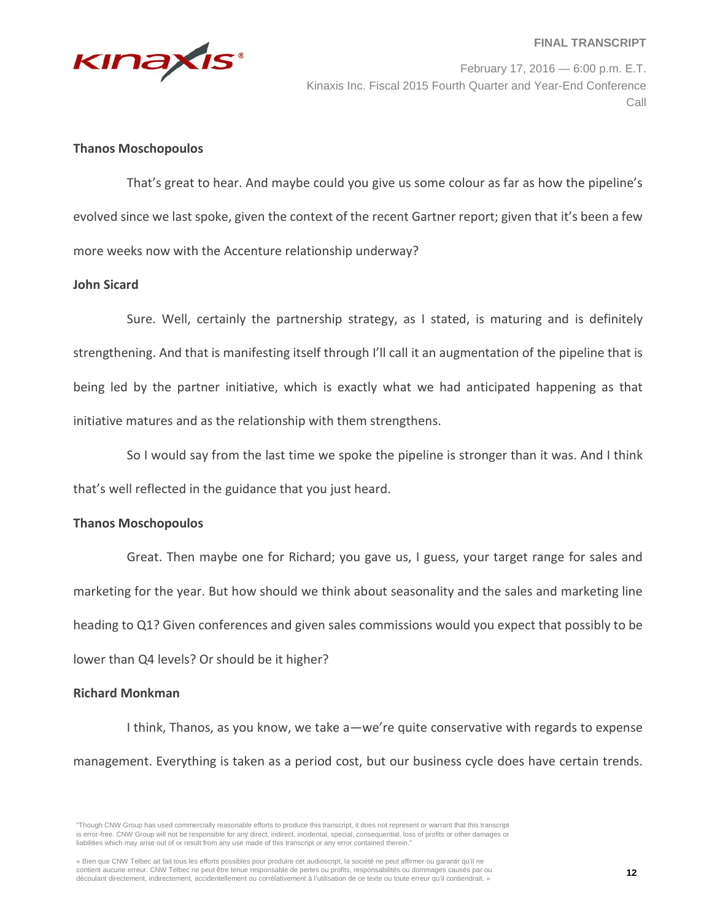**Thanos Moschopoulos**

That's great to hear. And maybe could you give us some colour as far as how the pipeline's evolved since we last spoke, given the context of the recent Gartner report; given that it's been a few more weeks now with the Accenture relationship underway?

**John Sicard**

Sure. Well, certainly the partnership strategy, as I stated, is maturing and is definitely strengthening. And that is manifesting itself through I'll call it an augmentation of the pipeline that is being led by the partner initiative, which is exactly what we had anticipated happening as that initiative matures and as the relationship with them strengthens.

So I would say from the last time we spoke the pipeline is stronger than it was. And I think that's well reflected in the guidance that you just heard.

**Thanos Moschopoulos**

Great. Then maybe one for Richard; you gave us, I guess, your target range for sales and marketing for the year. But how should we think about seasonality and the sales and marketing line heading to Q1? Given conferences and given sales commissions would you expect that possibly to be lower than Q4 levels? Or should be it higher?

**Richard Monkman**

I think, Thanos, as you know, we take a—we're quite conservative with regards to expense management. Everything is taken as a period cost, but our business cycle does have certain trends.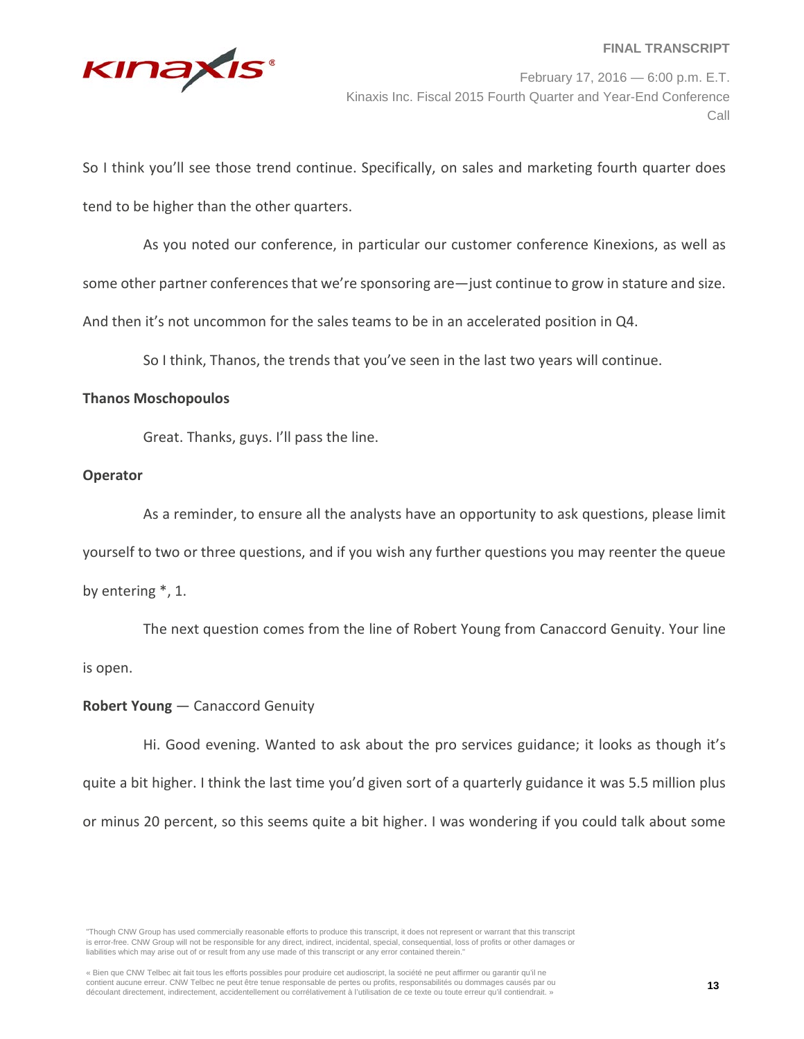So I think you'll see those trend continue. Specifically, on sales and marketing fourth quarter does tend to be higher than the other quarters.

As you noted our conference, in particular our customer conference Kinexions, as well as some other partner conferences that we're sponsoring are—just continue to grow in stature and size. And then it's not uncommon for the sales teams to be in an accelerated position in Q4.

So I think, Thanos, the trends that you've seen in the last two years will continue.

**Thanos Moschopoulos**

Great. Thanks, guys. I'll pass the line.

**Operator**

As a reminder, to ensure all the analysts have an opportunity to ask questions, please limit yourself to two or three questions, and if you wish any further questions you may reenter the queue by entering *, 1.

The next question comes from the line of Robert Young from Canaccord Genuity. Your line is open.

**Robert Young** — Canaccord Genuity

Hi. Good evening. Wanted to ask about the pro services guidance; it looks as though it's quite a bit higher. I think the last time you'd given sort of a quarterly guidance it was 5.5 million plus or minus 20 percent, so this seems quite a bit higher. I was wondering if you could talk about some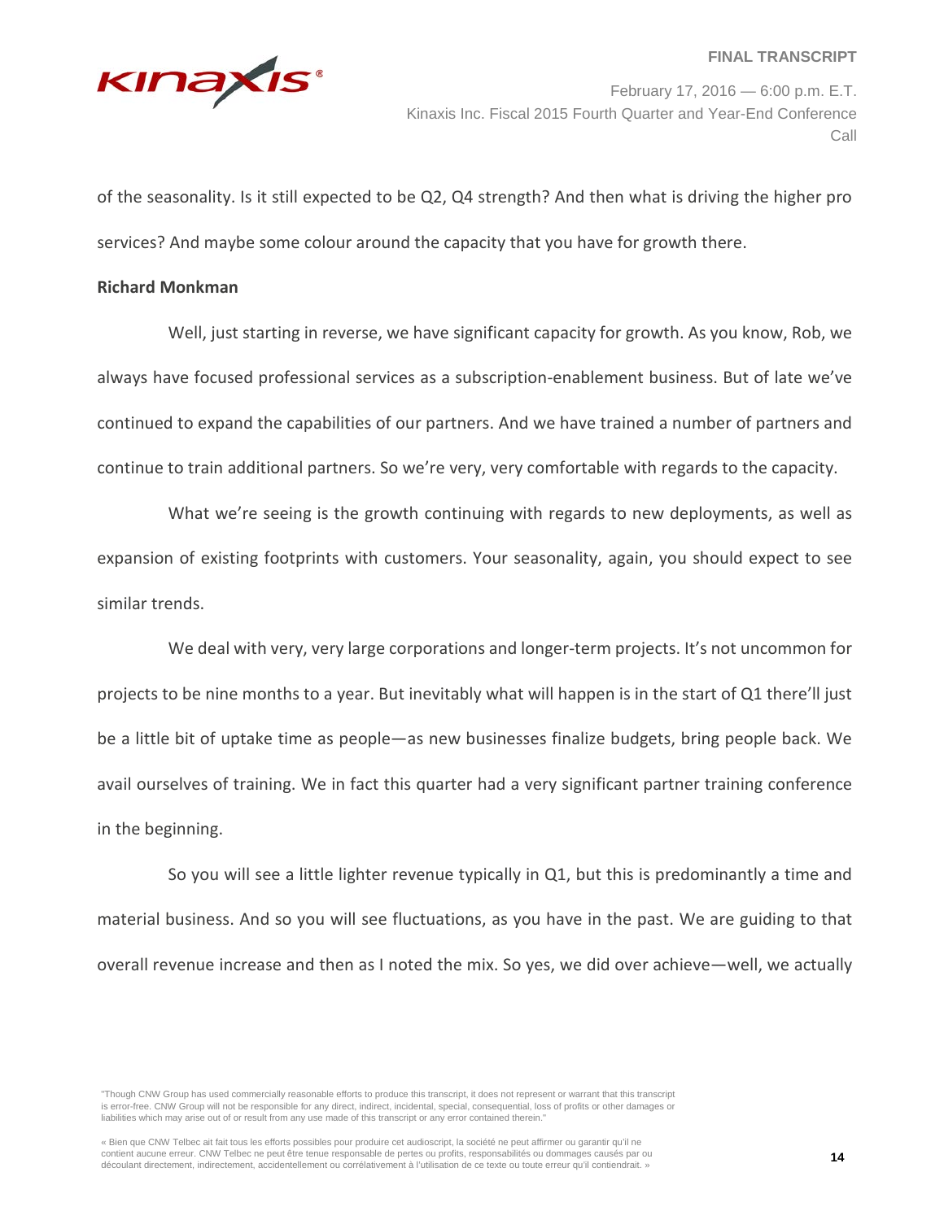of the seasonality. Is it still expected to be Q2, Q4 strength? And then what is driving the higher pro services? And maybe some colour around the capacity that you have for growth there.

**Richard Monkman**

Well, just starting in reverse, we have significant capacity for growth. As you know, Rob, we always have focused professional services as a subscription-enablement business. But of late we've continued to expand the capabilities of our partners. And we have trained a number of partners and continue to train additional partners. So we're very, very comfortable with regards to the capacity.

What we're seeing is the growth continuing with regards to new deployments, as well as expansion of existing footprints with customers. Your seasonality, again, you should expect to see similar trends.

We deal with very, very large corporations and longer-term projects. It's not uncommon for projects to be nine months to a year. But inevitably what will happen is in the start of Q1 there'll just be a little bit of uptake time as people—as new businesses finalize budgets, bring people back. We avail ourselves of training. We in fact this quarter had a very significant partner training conference in the beginning.

So you will see a little lighter revenue typically in Q1, but this is predominantly a time and material business. And so you will see fluctuations, as you have in the past. We are guiding to that overall revenue increase and then as I noted the mix. So yes, we did over achieve—well, we actually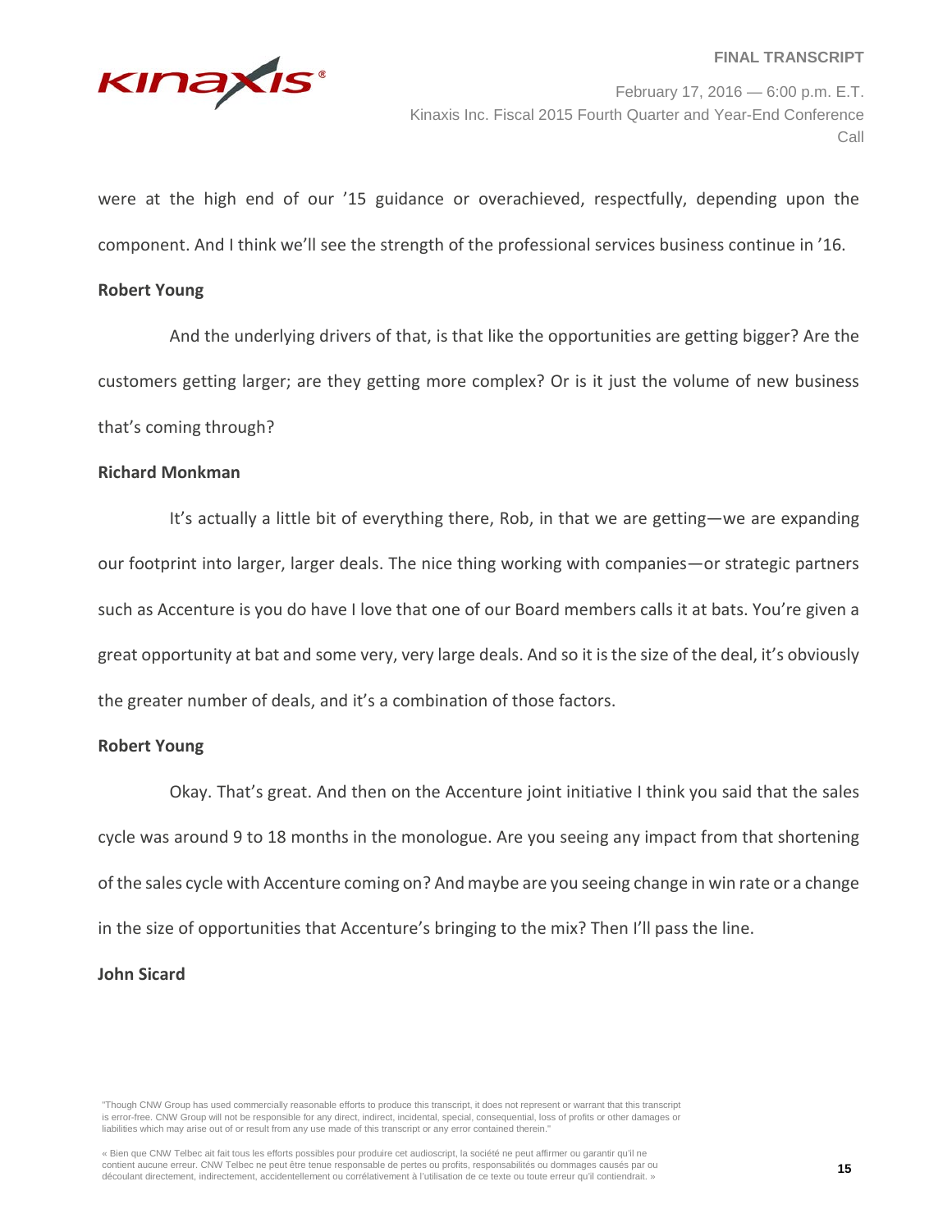were at the high end of our '15 guidance or overachieved, respectfully, depending upon the component. And I think we'll see the strength of the professional services business continue in '16.

**Robert Young**

And the underlying drivers of that, is that like the opportunities are getting bigger? Are the customers getting larger; are they getting more complex? Or is it just the volume of new business that's coming through?

**Richard Monkman**

It's actually a little bit of everything there, Rob, in that we are getting—we are expanding our footprint into larger, larger deals. The nice thing working with companies—or strategic partners such as Accenture is you do have I love that one of our Board members calls it at bats. You're given a great opportunity at bat and some very, very large deals. And so it is the size of the deal, it's obviously the greater number of deals, and it's a combination of those factors.

**Robert Young**

Okay. That's great. And then on the Accenture joint initiative I think you said that the sales cycle was around 9 to 18 months in the monologue. Are you seeing any impact from that shortening of the sales cycle with Accenture coming on? And maybe are you seeing change in win rate or a change in the size of opportunities that Accenture's bringing to the mix? Then I'll pass the line.

**John Sicard**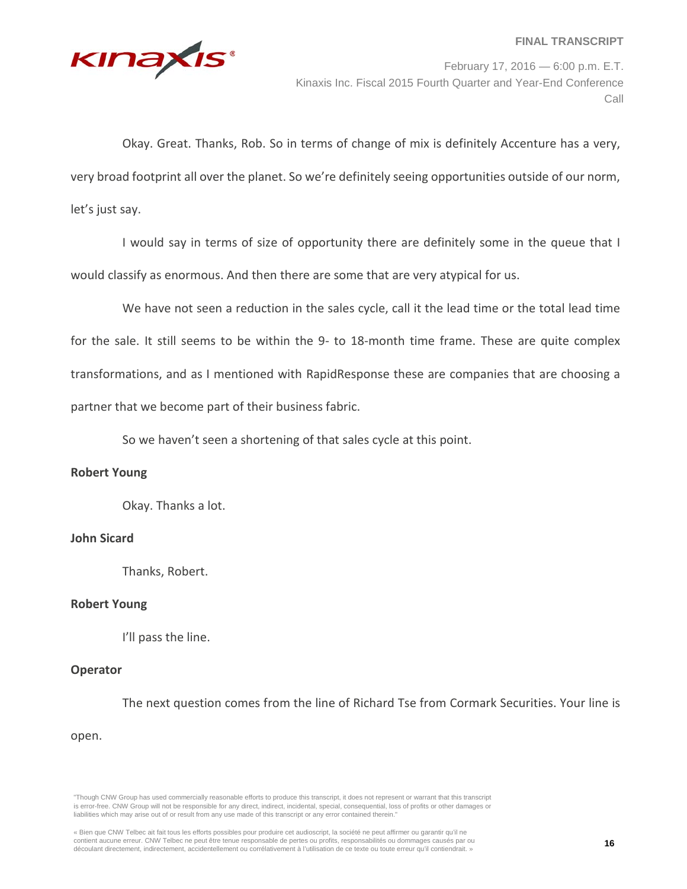Okay. Great. Thanks, Rob. So in terms of change of mix is definitely Accenture has a very, very broad footprint all over the planet. So we're definitely seeing opportunities outside of our norm, let's just say.

I would say in terms of size of opportunity there are definitely some in the queue that I would classify as enormous. And then there are some that are very atypical for us.

We have not seen a reduction in the sales cycle, call it the lead time or the total lead time for the sale. It still seems to be within the 9- to 18-month time frame. These are quite complex transformations, and as I mentioned with RapidResponse these are companies that are choosing a partner that we become part of their business fabric.

So we haven't seen a shortening of that sales cycle at this point.

**Robert Young**

Okay. Thanks a lot.

**John Sicard**

Thanks, Robert.

**Robert Young**

I'll pass the line.

**Operator**

The next question comes from the line of Richard Tse from Cormark Securities. Your line is open.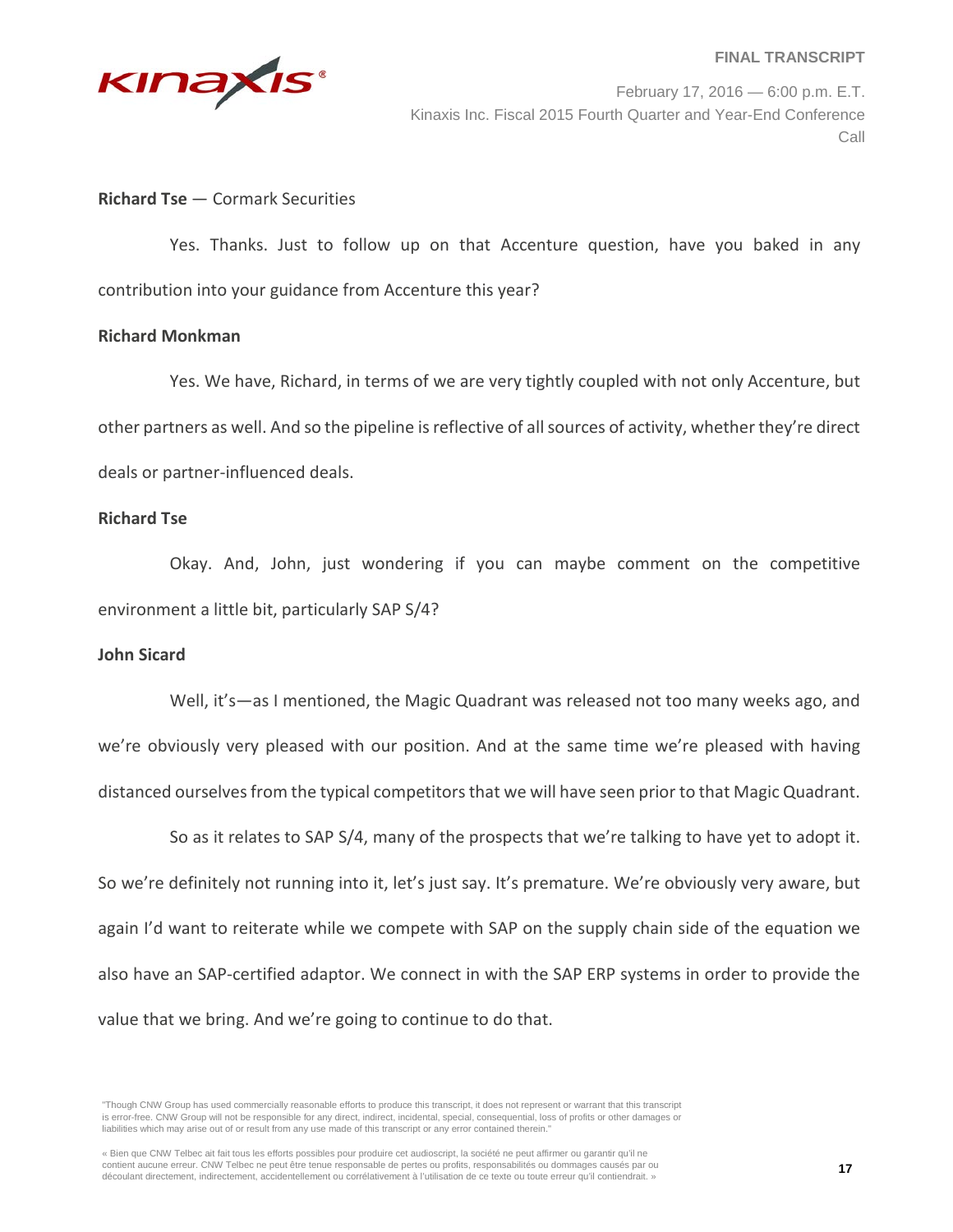**Richard Tse** — Cormark Securities

Yes. Thanks. Just to follow up on that Accenture question, have you baked in any contribution into your guidance from Accenture this year?

**Richard Monkman**

Yes. We have, Richard, in terms of we are very tightly coupled with not only Accenture, but other partners as well. And so the pipeline is reflective of all sources of activity, whether they're direct deals or partner-influenced deals.

**Richard Tse**

Okay. And, John, just wondering if you can maybe comment on the competitive environment a little bit, particularly SAP S/4?

**John Sicard**

Well, it's—as I mentioned, the Magic Quadrant was released not too many weeks ago, and we're obviously very pleased with our position. And at the same time we're pleased with having distanced ourselves from the typical competitors that we will have seen prior to that Magic Quadrant.

So as it relates to SAP S/4, many of the prospects that we're talking to have yet to adopt it. So we're definitely not running into it, let's just say. It's premature. We're obviously very aware, but again I'd want to reiterate while we compete with SAP on the supply chain side of the equation we also have an SAP-certified adaptor. We connect in with the SAP ERP systems in order to provide the value that we bring. And we're going to continue to do that.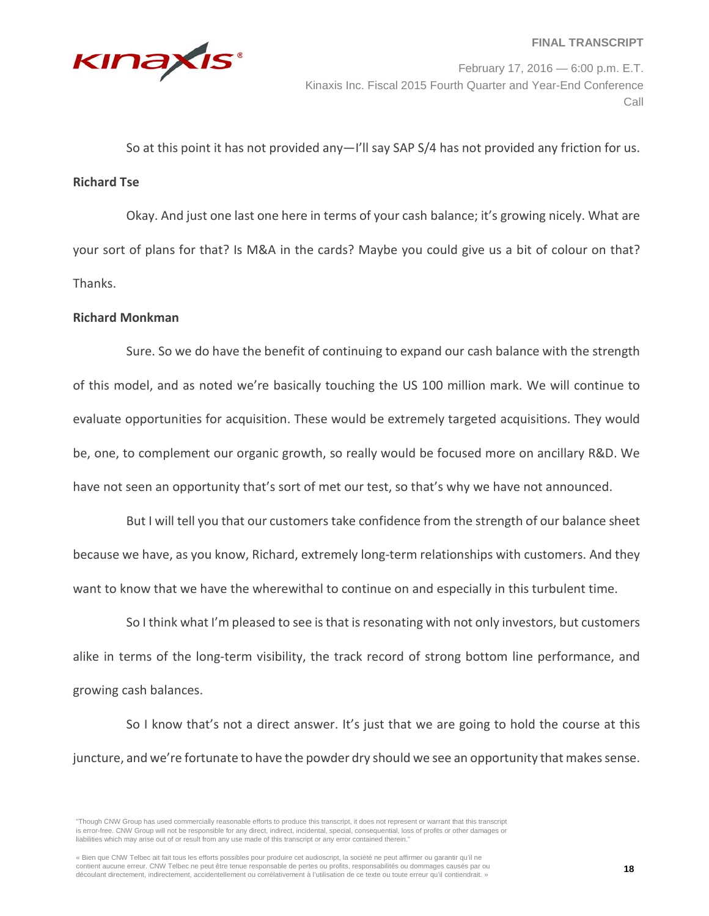So at this point it has not provided any—I'll say SAP S/4 has not provided any friction for us.

**Richard Tse**

Okay. And just one last one here in terms of your cash balance; it's growing nicely. What are your sort of plans for that? Is M&A in the cards? Maybe you could give us a bit of colour on that? Thanks.

**Richard Monkman**

Sure. So we do have the benefit of continuing to expand our cash balance with the strength of this model, and as noted we're basically touching the US 100 million mark. We will continue to evaluate opportunities for acquisition. These would be extremely targeted acquisitions. They would be, one, to complement our organic growth, so really would be focused more on ancillary R&D. We have not seen an opportunity that's sort of met our test, so that's why we have not announced.

But I will tell you that our customers take confidence from the strength of our balance sheet because we have, as you know, Richard, extremely long-term relationships with customers. And they want to know that we have the wherewithal to continue on and especially in this turbulent time.

So I think what I'm pleased to see is that is resonating with not only investors, but customers alike in terms of the long-term visibility, the track record of strong bottom line performance, and growing cash balances.

So I know that's not a direct answer. It's just that we are going to hold the course at this juncture, and we're fortunate to have the powder dry should we see an opportunity that makes sense.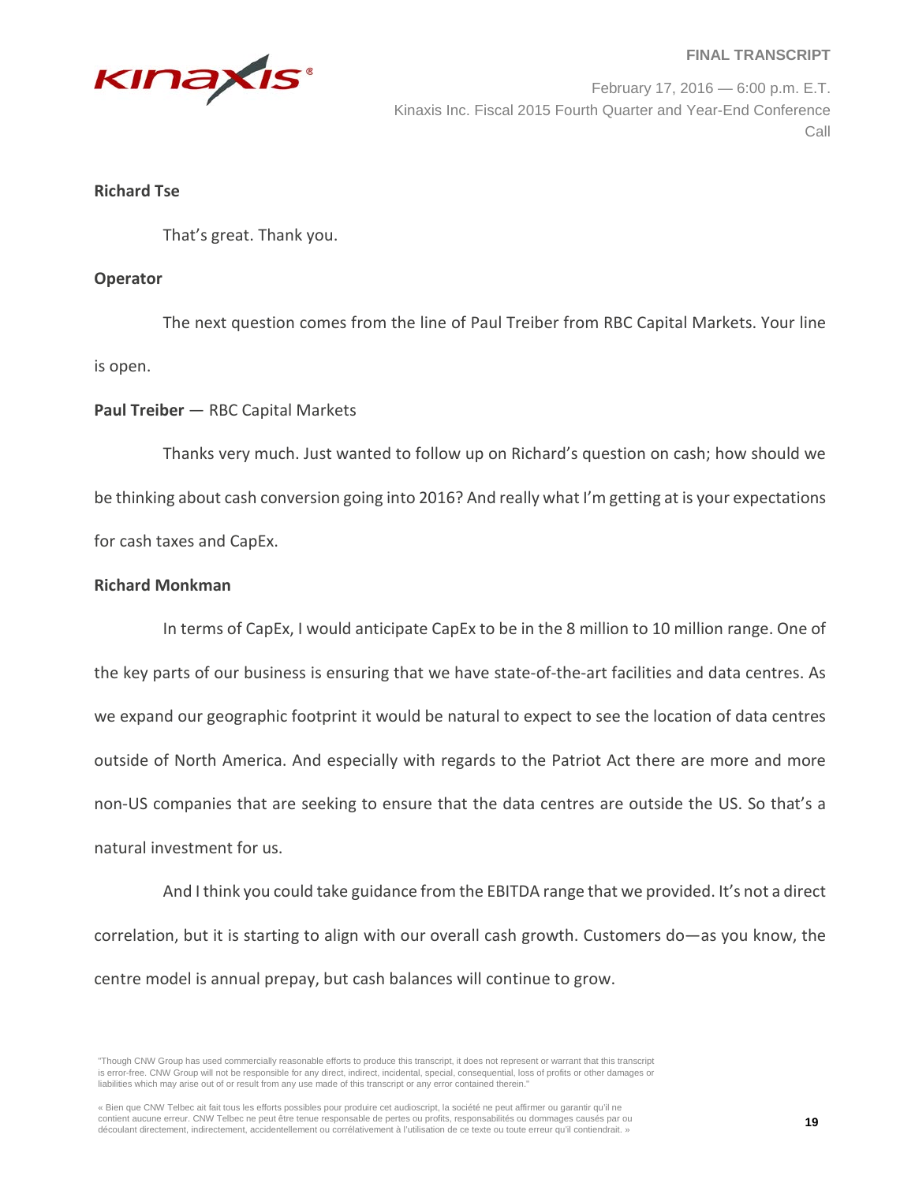**Richard Tse**

That's great. Thank you.

**Operator**

The next question comes from the line of Paul Treiber from RBC Capital Markets. Your line is open.

**Paul Treiber** — RBC Capital Markets

Thanks very much. Just wanted to follow up on Richard's question on cash; how should we be thinking about cash conversion going into 2016? And really what I'm getting at is your expectations for cash taxes and CapEx.

**Richard Monkman**

In terms of CapEx, I would anticipate CapEx to be in the 8 million to 10 million range. One of the key parts of our business is ensuring that we have state-of-the-art facilities and data centres. As we expand our geographic footprint it would be natural to expect to see the location of data centres outside of North America. And especially with regards to the Patriot Act there are more and more non-US companies that are seeking to ensure that the data centres are outside the US. So that's a natural investment for us.

And I think you could take guidance from the EBITDA range that we provided. It's not a direct correlation, but it is starting to align with our overall cash growth. Customers do—as you know, the centre model is annual prepay, but cash balances will continue to grow.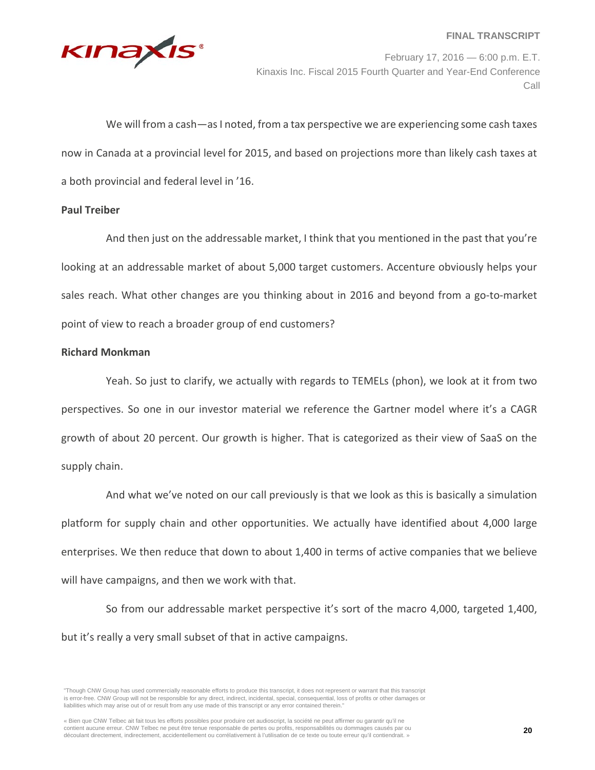We will from a cash—as I noted, from a tax perspective we are experiencing some cash taxes now in Canada at a provincial level for 2015, and based on projections more than likely cash taxes at a both provincial and federal level in '16.

**Paul Treiber**

And then just on the addressable market, I think that you mentioned in the past that you're looking at an addressable market of about 5,000 target customers. Accenture obviously helps your sales reach. What other changes are you thinking about in 2016 and beyond from a go-to-market point of view to reach a broader group of end customers?

**Richard Monkman**

Yeah. So just to clarify, we actually with regards to TEMELs (phon), we look at it from two perspectives. So one in our investor material we reference the Gartner model where it's a CAGR growth of about 20 percent. Our growth is higher. That is categorized as their view of SaaS on the supply chain.

And what we've noted on our call previously is that we look as this is basically a simulation platform for supply chain and other opportunities. We actually have identified about 4,000 large enterprises. We then reduce that down to about 1,400 in terms of active companies that we believe will have campaigns, and then we work with that.

So from our addressable market perspective it's sort of the macro 4,000, targeted 1,400, but it's really a very small subset of that in active campaigns.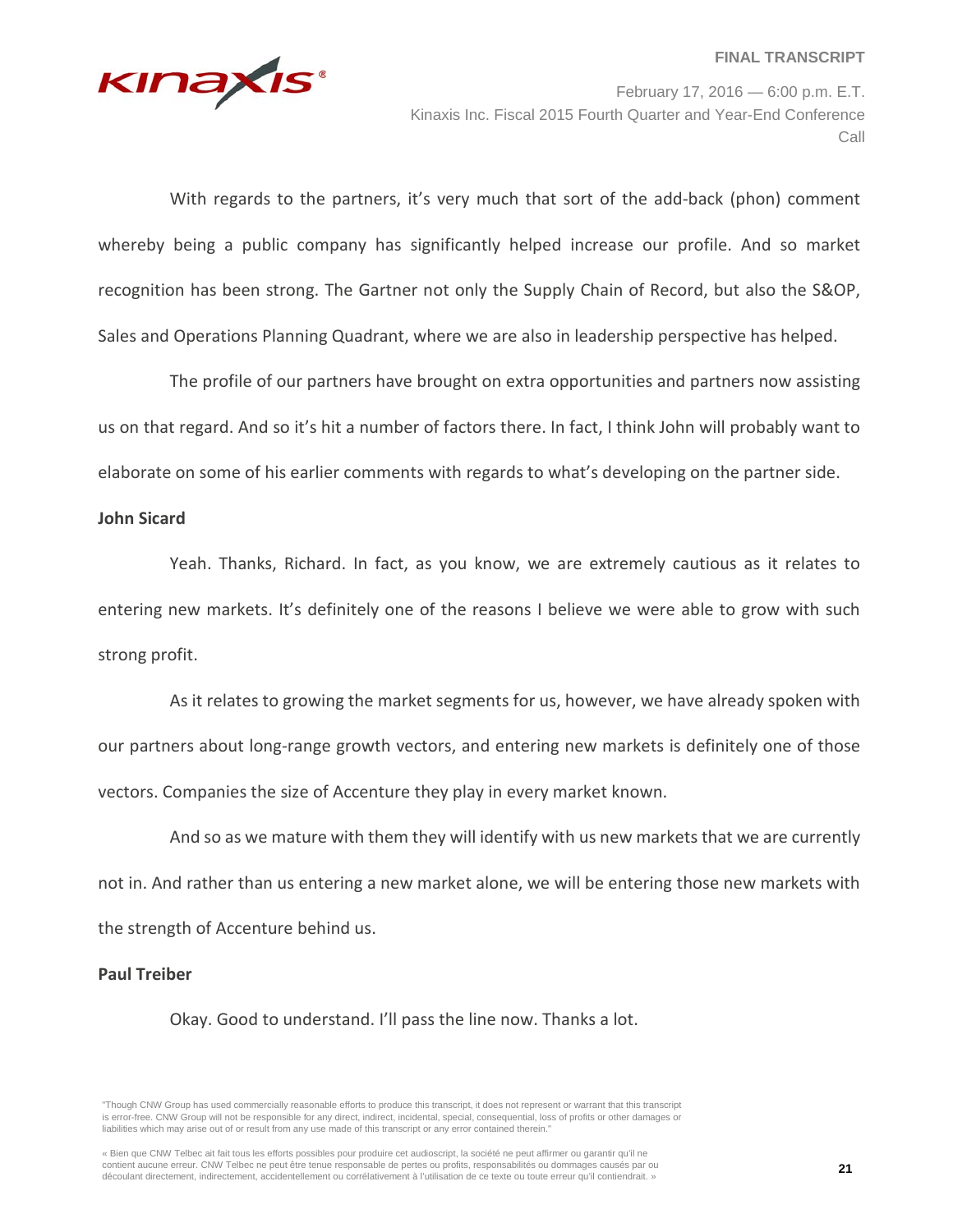With regards to the partners, it's very much that sort of the add-back (phon) comment whereby being a public company has significantly helped increase our profile. And so market recognition has been strong. The Gartner not only the Supply Chain of Record, but also the S&OP, Sales and Operations Planning Quadrant, where we are also in leadership perspective has helped.

The profile of our partners have brought on extra opportunities and partners now assisting us on that regard. And so it's hit a number of factors there. In fact, I think John will probably want to elaborate on some of his earlier comments with regards to what's developing on the partner side.

**John Sicard**

Yeah. Thanks, Richard. In fact, as you know, we are extremely cautious as it relates to entering new markets. It's definitely one of the reasons I believe we were able to grow with such strong profit.

As it relates to growing the market segments for us, however, we have already spoken with our partners about long-range growth vectors, and entering new markets is definitely one of those vectors. Companies the size of Accenture they play in every market known.

And so as we mature with them they will identify with us new markets that we are currently not in. And rather than us entering a new market alone, we will be entering those new markets with the strength of Accenture behind us.

**Paul Treiber**

Okay. Good to understand. I'll pass the line now. Thanks a lot.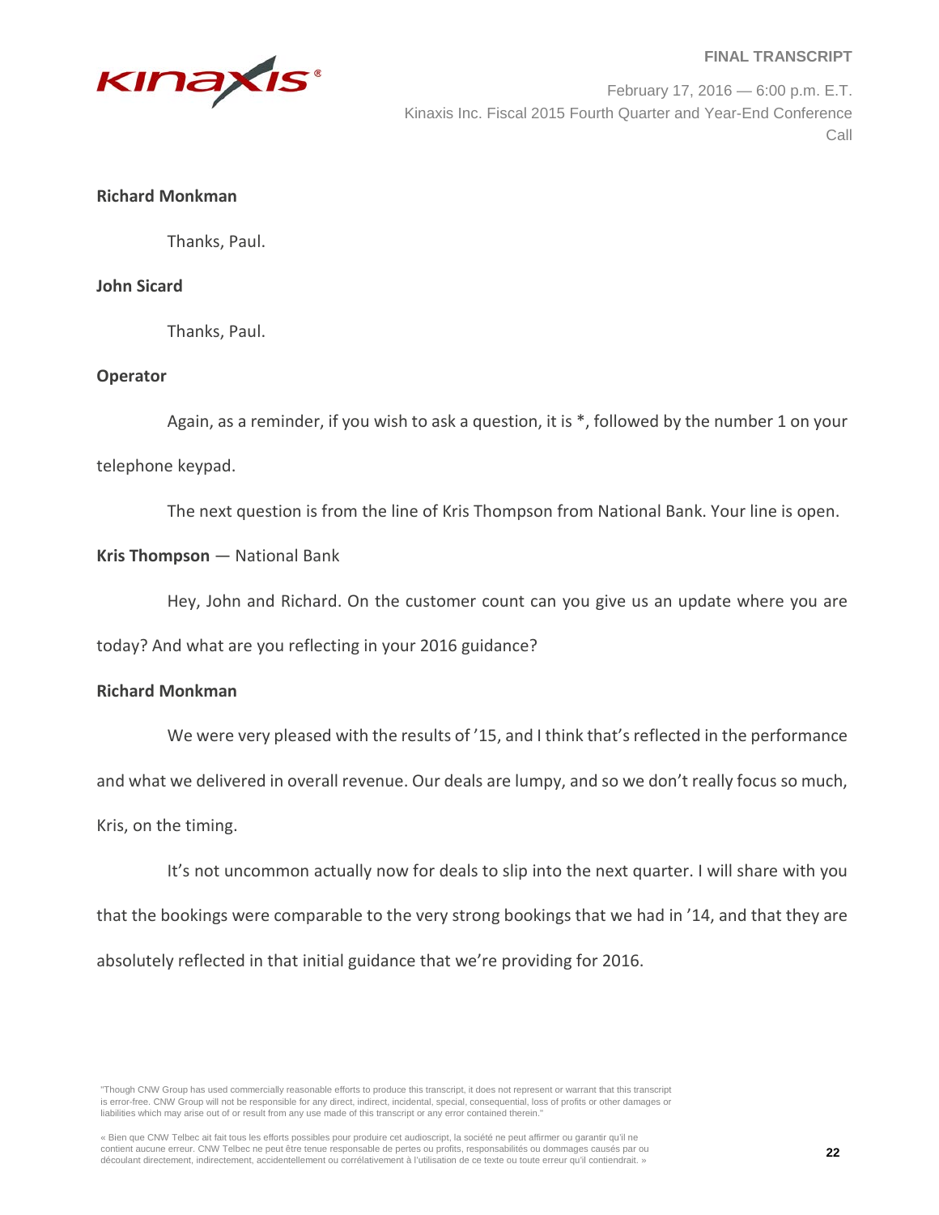**Richard Monkman**

Thanks, Paul.

**John Sicard**

Thanks, Paul.

**Operator**

Again, as a reminder, if you wish to ask a question, it is *, followed by the number 1 on your telephone keypad.

The next question is from the line of Kris Thompson from National Bank. Your line is open.

**Kris Thompson** — National Bank

Hey, John and Richard. On the customer count can you give us an update where you are today? And what are you reflecting in your 2016 guidance?

**Richard Monkman**

We were very pleased with the results of '15, and I think that's reflected in the performance and what we delivered in overall revenue. Our deals are lumpy, and so we don't really focus so much, Kris, on the timing.

It's not uncommon actually now for deals to slip into the next quarter. I will share with you that the bookings were comparable to the very strong bookings that we had in '14, and that they are absolutely reflected in that initial guidance that we're providing for 2016.

"Though CNW Group has used commercially reasonable efforts to produce this transcript, it does not represent or warrant that this transcript is error-free. CNW Group will not be responsible for any direct, indirect, incidental, special, consequential, loss of profits or other damages or liabilities which may arise out of or result from any use made of this transcript or any error contained therein."

« Bien que CNW Telbec ait fait tous les efforts possibles pour produire cet audioscript, la société ne peut affirmer ou garantir qu'il ne contient aucune erreur. CNW Telbec ne peut être tenue responsable de pertes ou profits, responsabilités ou dommages causés par ou découlant directement, indirectement, accidentellement ou corrélativement à l'utilisation de ce texte ou toute erreur qu'il contiendrait. »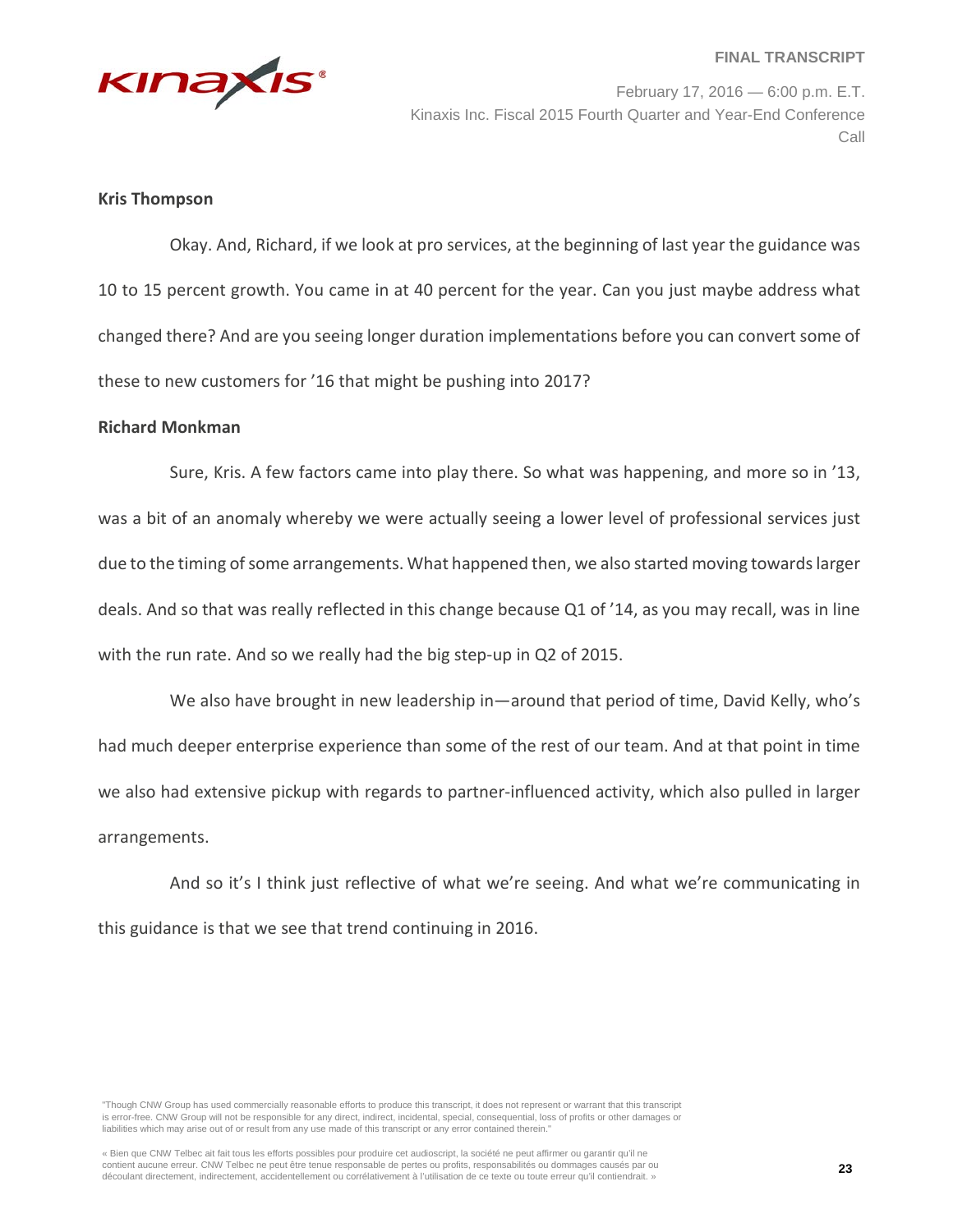**Kris Thompson**

Okay. And, Richard, if we look at pro services, at the beginning of last year the guidance was 10 to 15 percent growth. You came in at 40 percent for the year. Can you just maybe address what changed there? And are you seeing longer duration implementations before you can convert some of these to new customers for '16 that might be pushing into 2017?

**Richard Monkman**

Sure, Kris. A few factors came into play there. So what was happening, and more so in '13, was a bit of an anomaly whereby we were actually seeing a lower level of professional services just due to the timing of some arrangements. What happened then, we also started moving towards larger deals. And so that was really reflected in this change because Q1 of '14, as you may recall, was in line with the run rate. And so we really had the big step-up in Q2 of 2015.

We also have brought in new leadership in—around that period of time, David Kelly, who's had much deeper enterprise experience than some of the rest of our team. And at that point in time we also had extensive pickup with regards to partner-influenced activity, which also pulled in larger arrangements.

And so it's I think just reflective of what we're seeing. And what we're communicating in this guidance is that we see that trend continuing in 2016.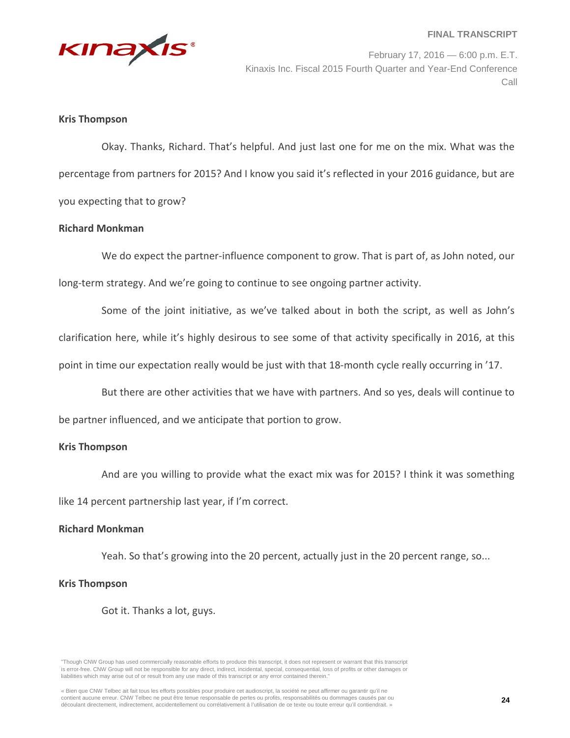**Kris Thompson**

Okay. Thanks, Richard. That's helpful. And just last one for me on the mix. What was the percentage from partners for 2015? And I know you said it's reflected in your 2016 guidance, but are you expecting that to grow?

**Richard Monkman**

We do expect the partner-influence component to grow. That is part of, as John noted, our long-term strategy. And we're going to continue to see ongoing partner activity.

Some of the joint initiative, as we've talked about in both the script, as well as John's clarification here, while it's highly desirous to see some of that activity specifically in 2016, at this point in time our expectation really would be just with that 18-month cycle really occurring in '17.

But there are other activities that we have with partners. And so yes, deals will continue to be partner influenced, and we anticipate that portion to grow.

**Kris Thompson**

And are you willing to provide what the exact mix was for 2015? I think it was something like 14 percent partnership last year, if I'm correct.

**Richard Monkman**

Yeah. So that's growing into the 20 percent, actually just in the 20 percent range, so...

**Kris Thompson**

Got it. Thanks a lot, guys.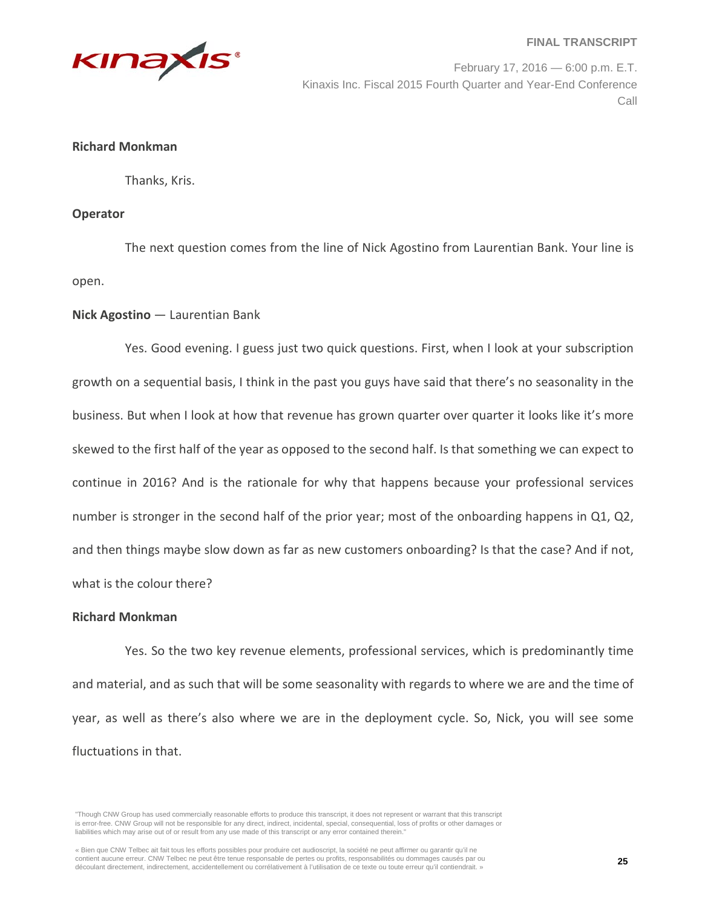**Richard Monkman**

Thanks, Kris.

**Operator**

The next question comes from the line of Nick Agostino from Laurentian Bank. Your line is open.

**Nick Agostino** — Laurentian Bank

Yes. Good evening. I guess just two quick questions. First, when I look at your subscription growth on a sequential basis, I think in the past you guys have said that there's no seasonality in the business. But when I look at how that revenue has grown quarter over quarter it looks like it's more skewed to the first half of the year as opposed to the second half. Is that something we can expect to continue in 2016? And is the rationale for why that happens because your professional services number is stronger in the second half of the prior year; most of the onboarding happens in Q1, Q2, and then things maybe slow down as far as new customers onboarding? Is that the case? And if not, what is the colour there?

**Richard Monkman**

Yes. So the two key revenue elements, professional services, which is predominantly time and material, and as such that will be some seasonality with regards to where we are and the time of year, as well as there's also where we are in the deployment cycle. So, Nick, you will see some fluctuations in that.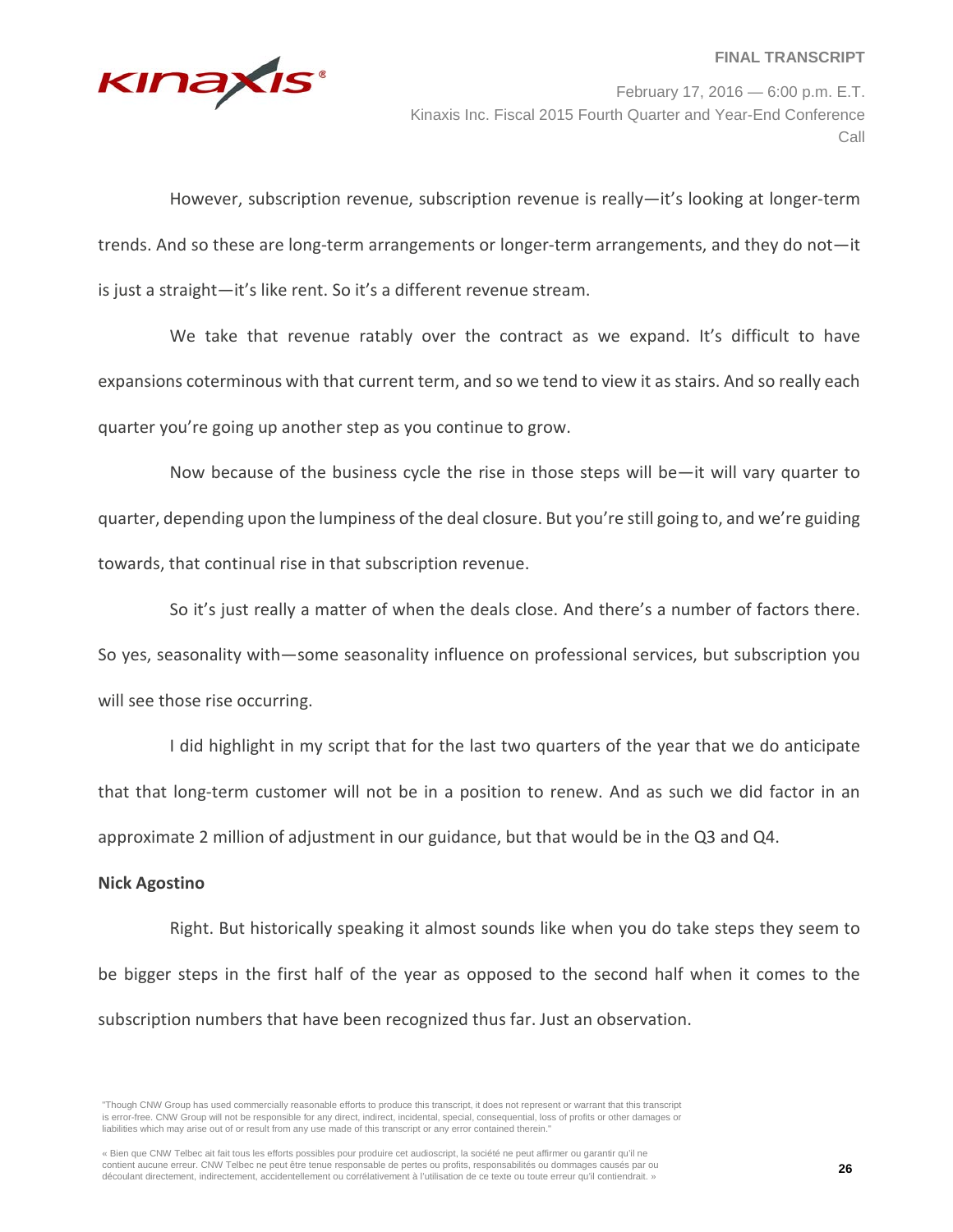However, subscription revenue, subscription revenue is really—it's looking at longer-term trends. And so these are long-term arrangements or longer-term arrangements, and they do not—it is just a straight—it's like rent. So it's a different revenue stream.

We take that revenue ratably over the contract as we expand. It's difficult to have expansions coterminous with that current term, and so we tend to view it as stairs. And so really each quarter you're going up another step as you continue to grow.

Now because of the business cycle the rise in those steps will be—it will vary quarter to quarter, depending upon the lumpiness of the deal closure. But you're still going to, and we're guiding towards, that continual rise in that subscription revenue.

So it's just really a matter of when the deals close. And there's a number of factors there. So yes, seasonality with—some seasonality influence on professional services, but subscription you will see those rise occurring.

I did highlight in my script that for the last two quarters of the year that we do anticipate that that long-term customer will not be in a position to renew. And as such we did factor in an approximate 2 million of adjustment in our guidance, but that would be in the Q3 and Q4.

**Nick Agostino**

Right. But historically speaking it almost sounds like when you do take steps they seem to be bigger steps in the first half of the year as opposed to the second half when it comes to the subscription numbers that have been recognized thus far. Just an observation.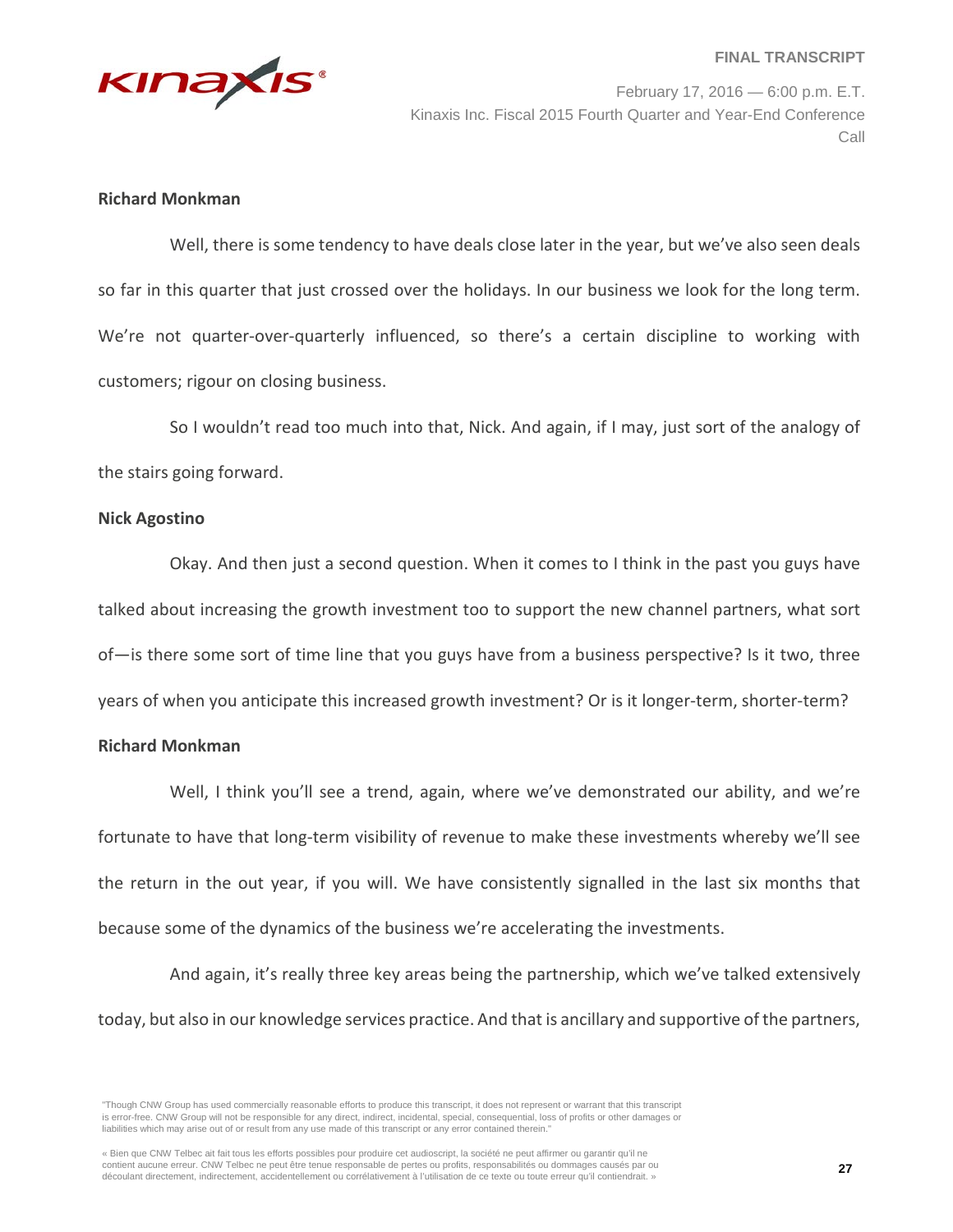**Richard Monkman**

Well, there is some tendency to have deals close later in the year, but we've also seen deals so far in this quarter that just crossed over the holidays. In our business we look for the long term. We're not quarter-over-quarterly influenced, so there's a certain discipline to working with customers; rigour on closing business.

So I wouldn't read too much into that, Nick. And again, if I may, just sort of the analogy of the stairs going forward.

**Nick Agostino**

Okay. And then just a second question. When it comes to I think in the past you guys have talked about increasing the growth investment too to support the new channel partners, what sort of—is there some sort of time line that you guys have from a business perspective? Is it two, three years of when you anticipate this increased growth investment? Or is it longer-term, shorter-term?

**Richard Monkman**

Well, I think you'll see a trend, again, where we've demonstrated our ability, and we're fortunate to have that long-term visibility of revenue to make these investments whereby we'll see the return in the out year, if you will. We have consistently signalled in the last six months that because some of the dynamics of the business we're accelerating the investments.

And again, it's really three key areas being the partnership, which we've talked extensively today, but also in our knowledge services practice. And that is ancillary and supportive of the partners,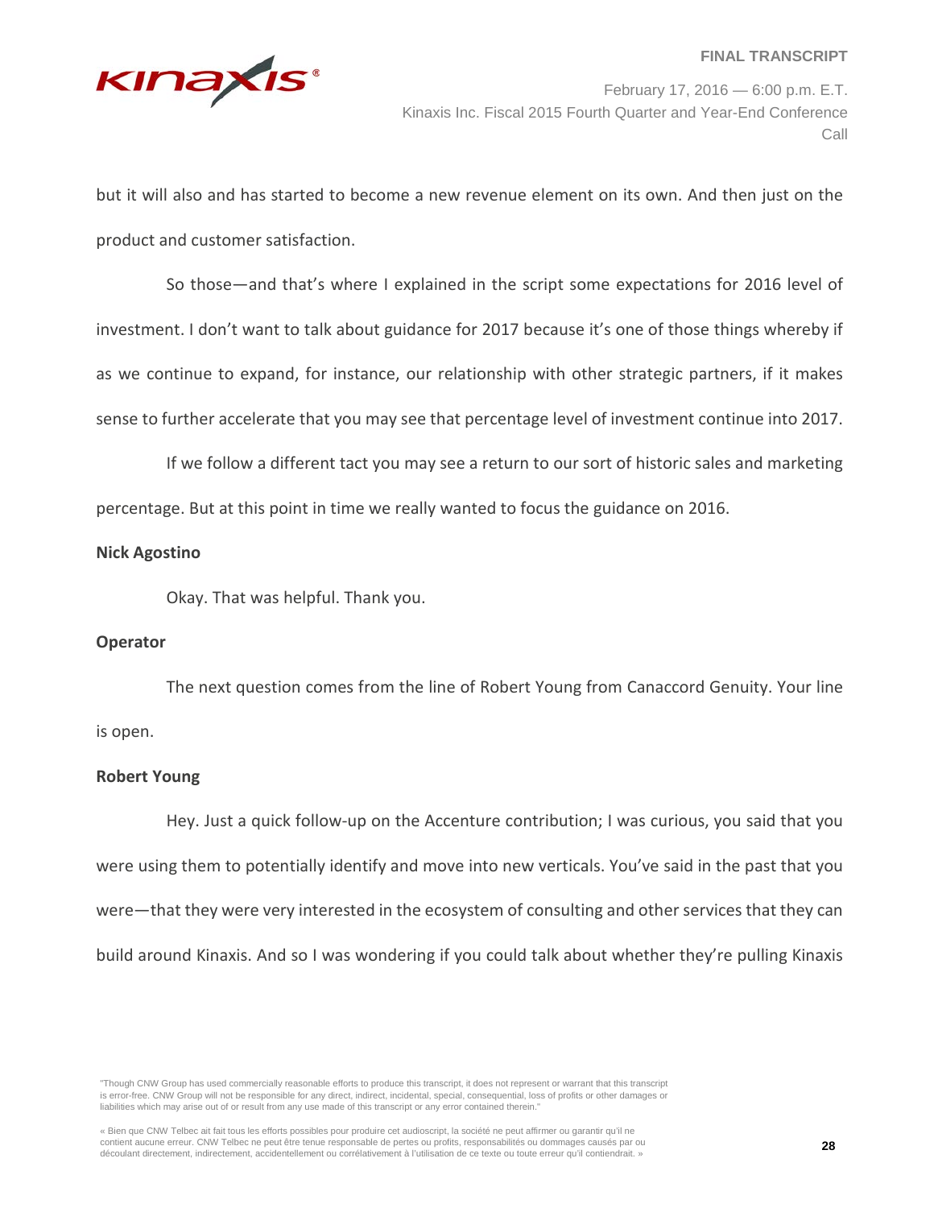but it will also and has started to become a new revenue element on its own. And then just on the product and customer satisfaction.

So those—and that's where I explained in the script some expectations for 2016 level of investment. I don't want to talk about guidance for 2017 because it's one of those things whereby if as we continue to expand, for instance, our relationship with other strategic partners, if it makes sense to further accelerate that you may see that percentage level of investment continue into 2017.

If we follow a different tact you may see a return to our sort of historic sales and marketing percentage. But at this point in time we really wanted to focus the guidance on 2016.

**Nick Agostino**

Okay. That was helpful. Thank you.

**Operator**

The next question comes from the line of Robert Young from Canaccord Genuity. Your line is open.

**Robert Young**

Hey. Just a quick follow-up on the Accenture contribution; I was curious, you said that you were using them to potentially identify and move into new verticals. You've said in the past that you were—that they were very interested in the ecosystem of consulting and other services that they can build around Kinaxis. And so I was wondering if you could talk about whether they're pulling Kinaxis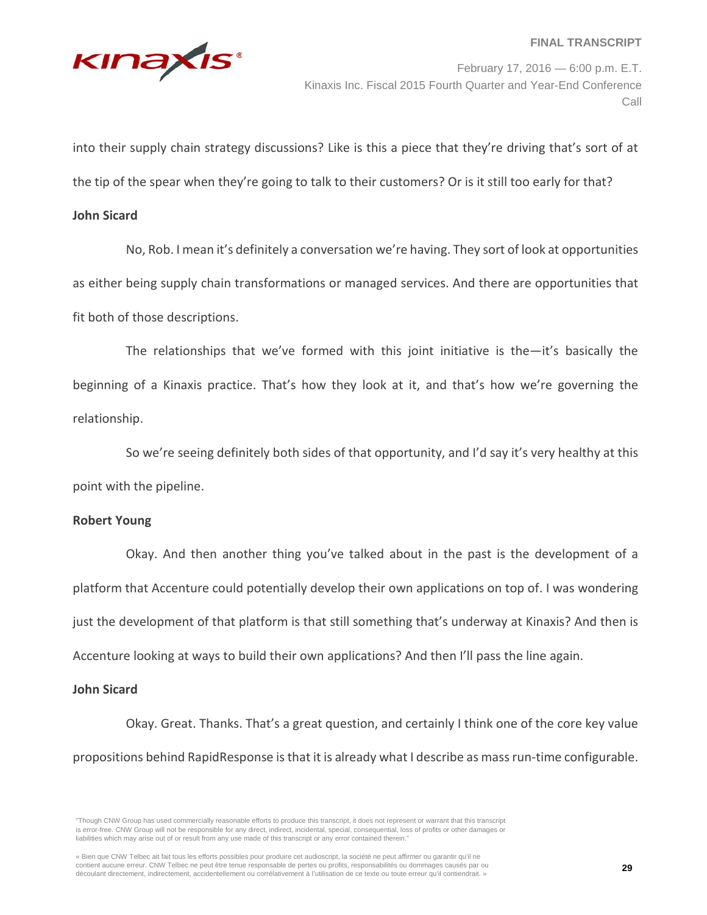into their supply chain strategy discussions? Like is this a piece that they're driving that's sort of at the tip of the spear when they're going to talk to their customers? Or is it still too early for that?

**John Sicard**

No, Rob. I mean it's definitely a conversation we're having. They sort of look at opportunities as either being supply chain transformations or managed services. And there are opportunities that fit both of those descriptions.

The relationships that we've formed with this joint initiative is the—it's basically the beginning of a Kinaxis practice. That's how they look at it, and that's how we're governing the relationship.

So we're seeing definitely both sides of that opportunity, and I'd say it's very healthy at this point with the pipeline.

**Robert Young**

Okay. And then another thing you've talked about in the past is the development of a platform that Accenture could potentially develop their own applications on top of. I was wondering just the development of that platform is that still something that's underway at Kinaxis? And then is Accenture looking at ways to build their own applications? And then I'll pass the line again.

**John Sicard**

Okay. Great. Thanks. That's a great question, and certainly I think one of the core key value propositions behind RapidResponse is that it is already what I describe as mass run-time configurable.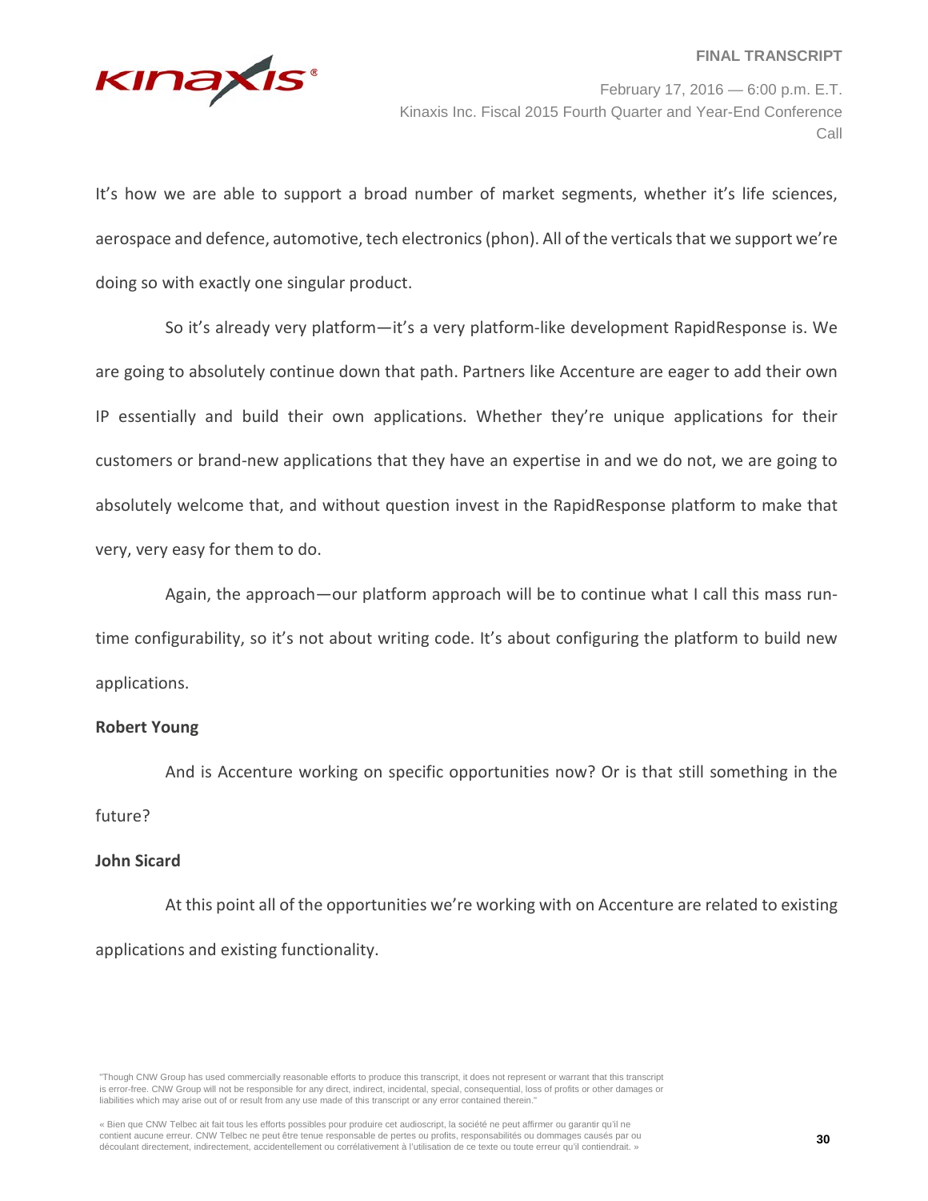It's how we are able to support a broad number of market segments, whether it's life sciences, aerospace and defence, automotive, tech electronics (phon). All of the verticals that we support we're doing so with exactly one singular product.

So it's already very platform—it's a very platform-like development RapidResponse is. We are going to absolutely continue down that path. Partners like Accenture are eager to add their own IP essentially and build their own applications. Whether they're unique applications for their customers or brand-new applications that they have an expertise in and we do not, we are going to absolutely welcome that, and without question invest in the RapidResponse platform to make that very, very easy for them to do.

Again, the approach—our platform approach will be to continue what I call this mass run-time configurability, so it's not about writing code. It's about configuring the platform to build new applications.

**Robert Young**

And is Accenture working on specific opportunities now? Or is that still something in the future?

**John Sicard**

At this point all of the opportunities we're working with on Accenture are related to existing applications and existing functionality.

"Though CNW Group has used commercially reasonable efforts to produce this transcript, it does not represent or warrant that this transcript is error-free. CNW Group will not be responsible for any direct, indirect, incidental, special, consequential, loss of profits or other damages or liabilities which may arise out of or result from any use made of this transcript or any error contained therein."

« Bien que CNW Telbec ait fait tous les efforts possibles pour produire cet audioscript, la société ne peut affirmer ou garantir qu'il ne contient aucune erreur. CNW Telbec ne peut être tenue responsable de pertes ou profits, responsabilités ou dommages causés par ou découlant directement, indirectement, accidentellement ou corrélativement à l'utilisation de ce texte ou toute erreur qu'il contiendrait. »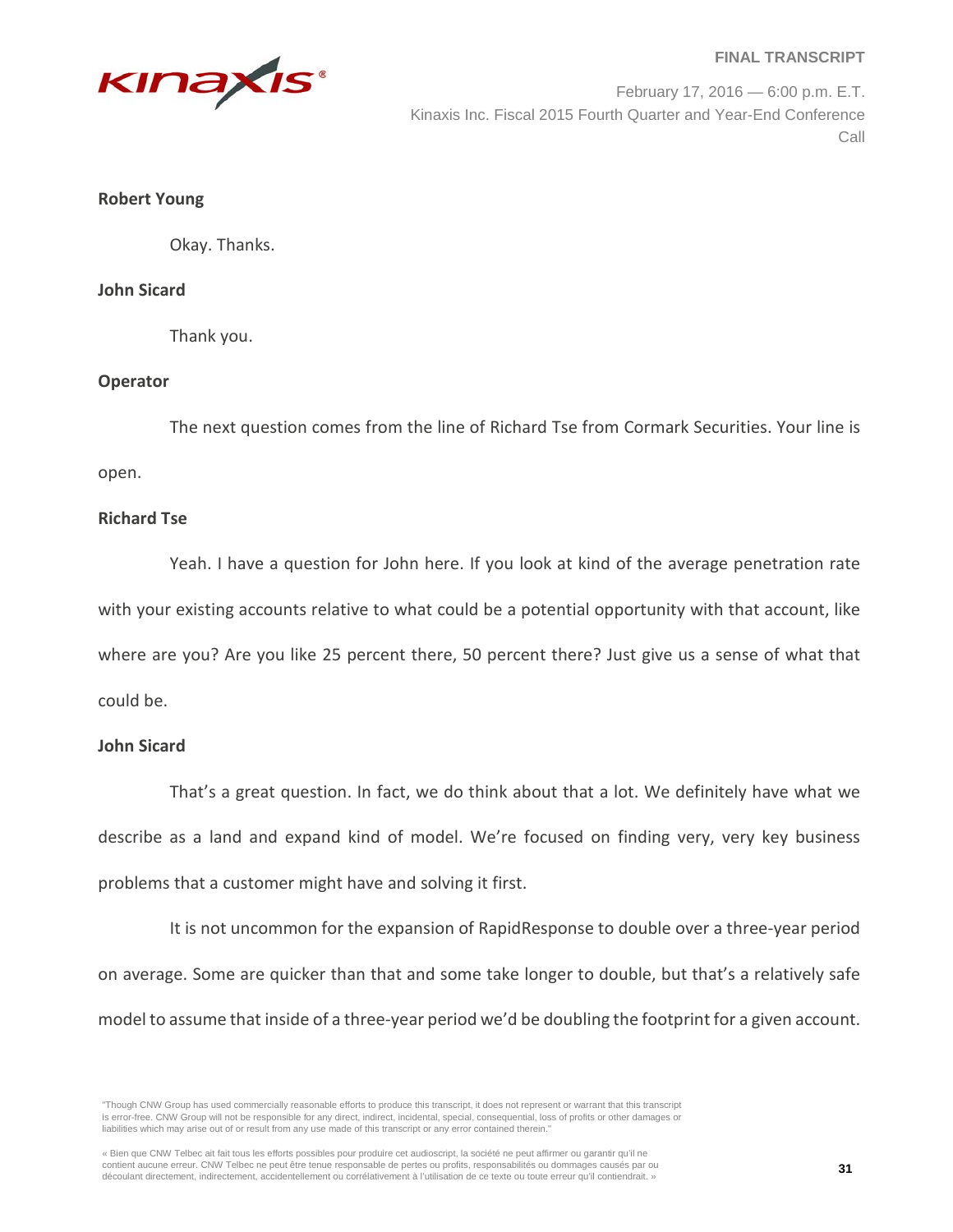**Robert Young**

Okay. Thanks.

**John Sicard**

Thank you.

**Operator**

The next question comes from the line of Richard Tse from Cormark Securities. Your line is open.

**Richard Tse**

Yeah. I have a question for John here. If you look at kind of the average penetration rate with your existing accounts relative to what could be a potential opportunity with that account, like where are you? Are you like 25 percent there, 50 percent there? Just give us a sense of what that could be.

**John Sicard**

That's a great question. In fact, we do think about that a lot. We definitely have what we describe as a land and expand kind of model. We're focused on finding very, very key business problems that a customer might have and solving it first.

It is not uncommon for the expansion of RapidResponse to double over a three-year period on average. Some are quicker than that and some take longer to double, but that's a relatively safe model to assume that inside of a three-year period we'd be doubling the footprint for a given account.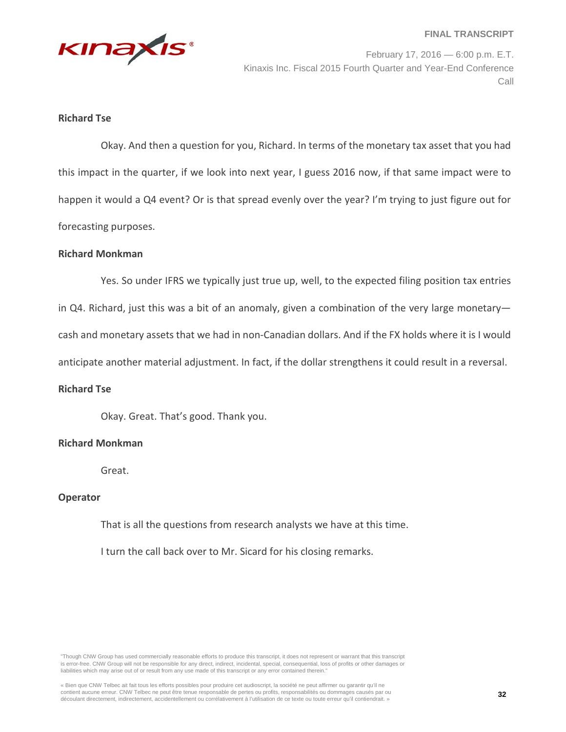**Richard Tse**

Okay. And then a question for you, Richard. In terms of the monetary tax asset that you had this impact in the quarter, if we look into next year, I guess 2016 now, if that same impact were to happen it would a Q4 event? Or is that spread evenly over the year? I'm trying to just figure out for forecasting purposes.

**Richard Monkman**

Yes. So under IFRS we typically just true up, well, to the expected filing position tax entries in Q4. Richard, just this was a bit of an anomaly, given a combination of the very large monetary—cash and monetary assets that we had in non-Canadian dollars. And if the FX holds where it is I would anticipate another material adjustment. In fact, if the dollar strengthens it could result in a reversal.

**Richard Tse**

Okay. Great. That's good. Thank you.

**Richard Monkman**

Great.

**Operator**

That is all the questions from research analysts we have at this time.

I turn the call back over to Mr. Sicard for his closing remarks.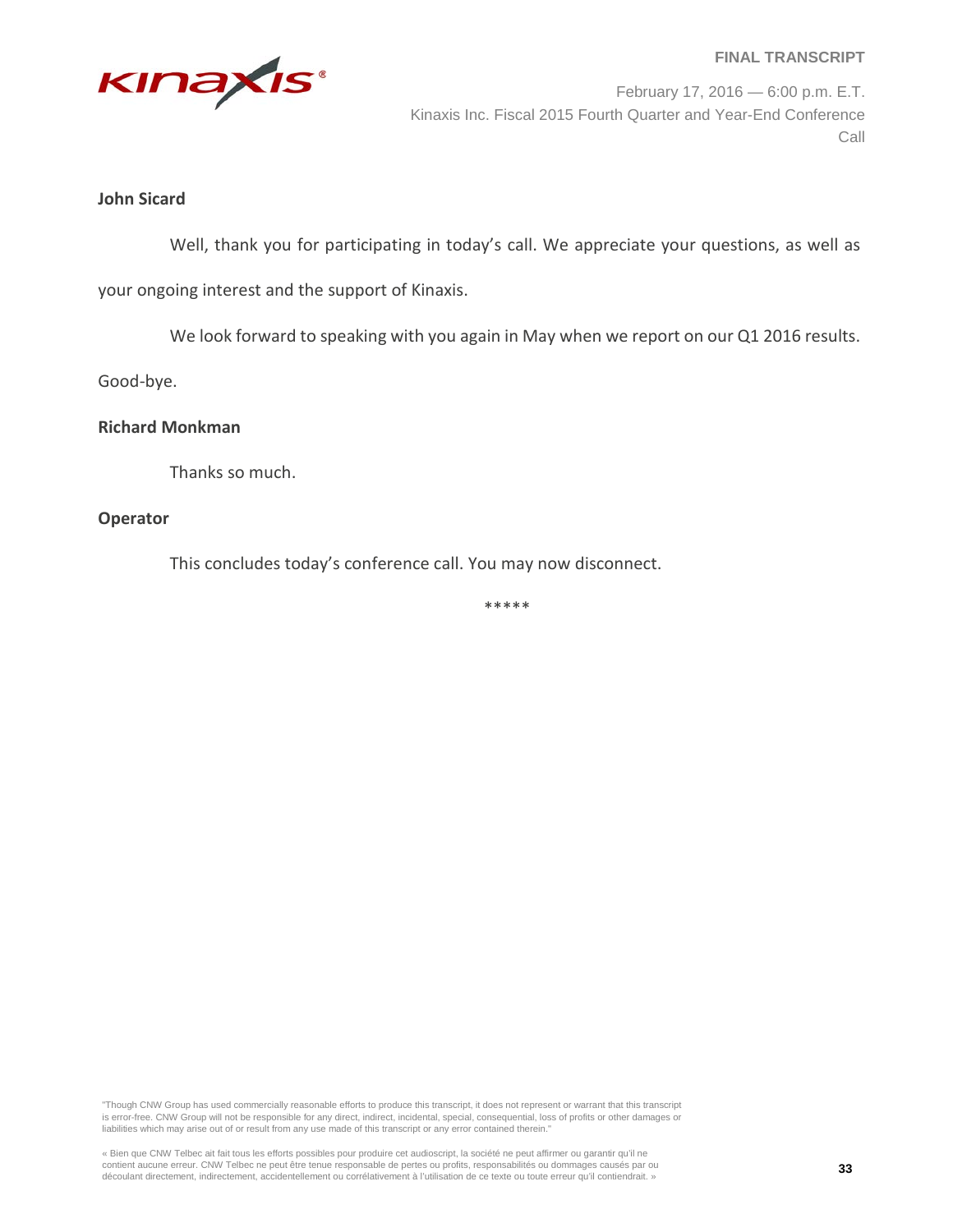**John Sicard**

Well, thank you for participating in today's call. We appreciate your questions, as well as your ongoing interest and the support of Kinaxis.

We look forward to speaking with you again in May when we report on our Q1 2016 results. Good-bye.

**Richard Monkman**

Thanks so much.

**Operator**

This concludes today's conference call. You may now disconnect.

*****

"Though CNW Group has used commercially reasonable efforts to produce this transcript, it does not represent or warrant that this transcript is error-free. CNW Group will not be responsible for any direct, indirect, incidental, special, consequential, loss of profits or other damages or liabilities which may arise out of or result from any use made of this transcript or any error contained therein."

« Bien que CNW Telbec ait fait tous les efforts possibles pour produire cet audioscript, la société ne peut affirmer ou garantir qu'il ne contient aucune erreur. CNW Telbec ne peut être tenue responsable de pertes ou profits, responsabilités ou dommages causés par ou découlant directement, indirectement, accidentellement ou corrélativement à l'utilisation de ce texte ou toute erreur qu'il contiendrait. »